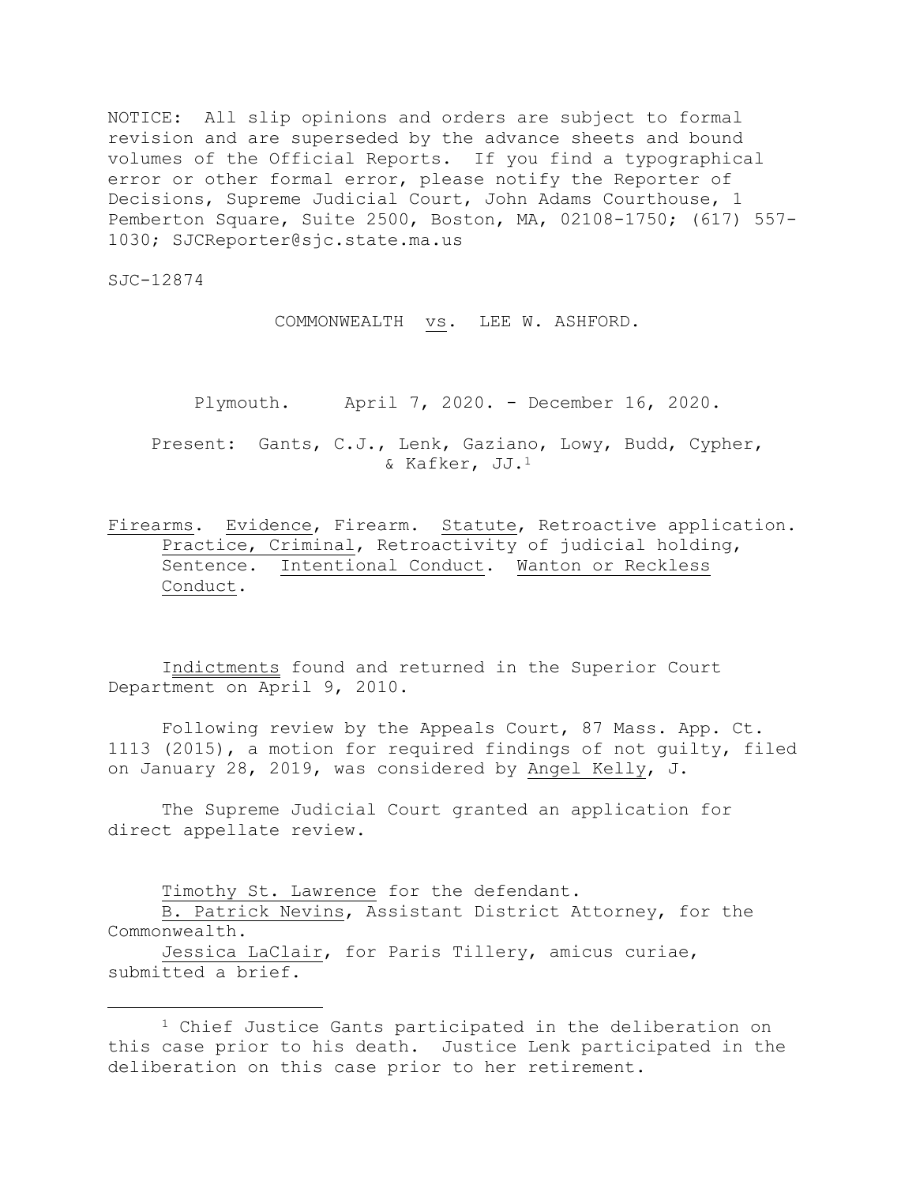NOTICE: All slip opinions and orders are subject to formal revision and are superseded by the advance sheets and bound volumes of the Official Reports. If you find a typographical error or other formal error, please notify the Reporter of Decisions, Supreme Judicial Court, John Adams Courthouse, 1 Pemberton Square, Suite 2500, Boston, MA, 02108-1750; (617) 557-1030; SJCReporter@sjc.state.ma.us

SJC-12874

COMMONWEALTH vs. LEE W. ASHFORD.

Plymouth. April 7, 2020. - December 16, 2020.

Present: Gants, C.J., Lenk, Gaziano, Lowy, Budd, Cypher, & Kafker, JJ.[1]

Firearms. Evidence, Firearm. Statute, Retroactive application. Practice, Criminal, Retroactivity of judicial holding, Sentence. Intentional Conduct. Wanton or Reckless Conduct.

Indictments found and returned in the Superior Court Department on April 9, 2010.

Following review by the Appeals Court, 87 Mass. App. Ct. 1113 (2015), a motion for required findings of not guilty, filed on January 28, 2019, was considered by Angel Kelly, J.

The Supreme Judicial Court granted an application for direct appellate review.

Timothy St. Lawrence for the defendant.
B. Patrick Nevins, Assistant District Attorney, for the Commonwealth.
Jessica LaClair, for Paris Tillery, amicus curiae, submitted a brief.

---

[1] Chief Justice Gants participated in the deliberation on this case prior to his death. Justice Lenk participated in the deliberation on this case prior to her retirement.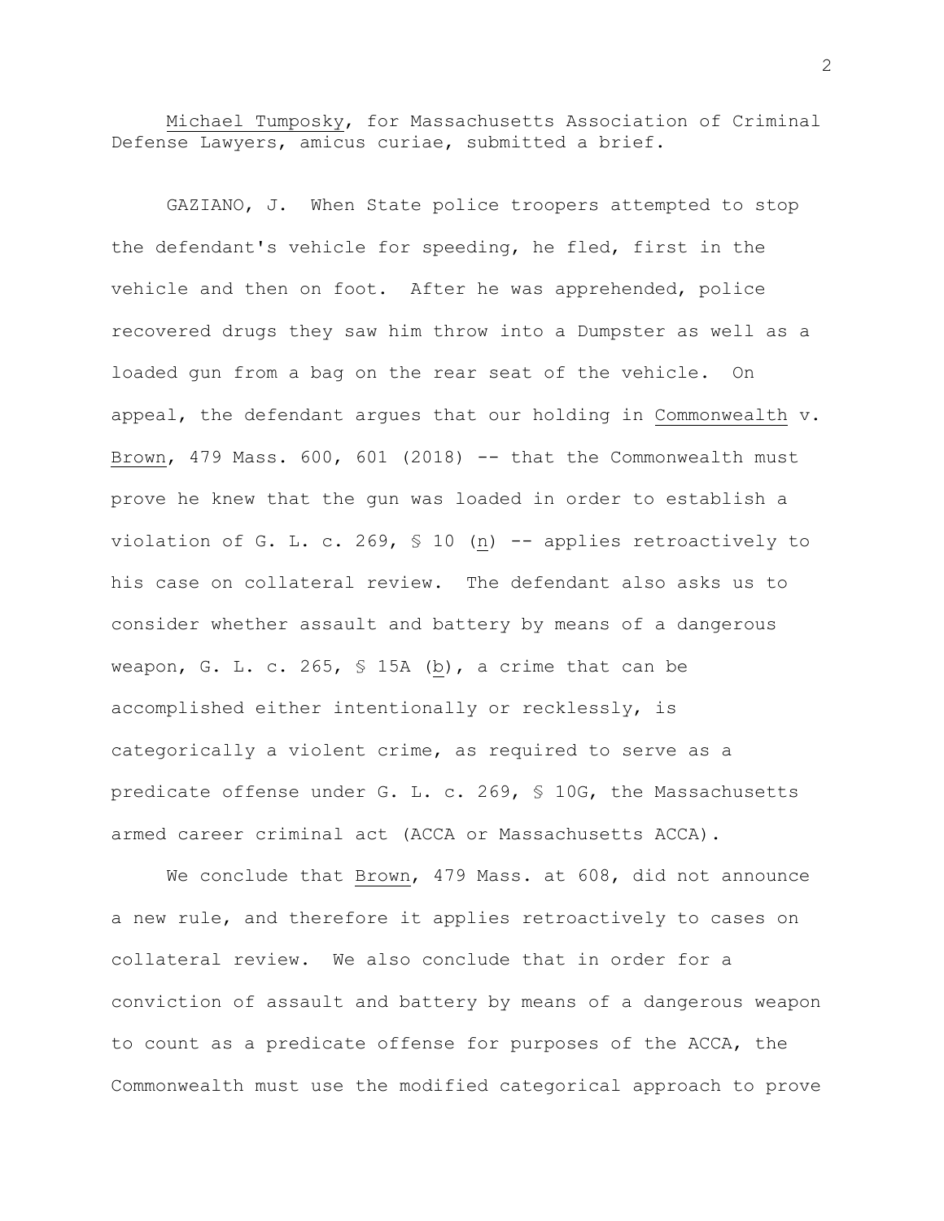Michael Tumposky, for Massachusetts Association of Criminal Defense Lawyers, amicus curiae, submitted a brief.

GAZIANO, J. When State police troopers attempted to stop the defendant's vehicle for speeding, he fled, first in the vehicle and then on foot. After he was apprehended, police recovered drugs they saw him throw into a Dumpster as well as a loaded gun from a bag on the rear seat of the vehicle. On appeal, the defendant argues that our holding in Commonwealth v. Brown, 479 Mass. 600, 601 (2018) -- that the Commonwealth must prove he knew that the gun was loaded in order to establish a violation of G. L. c. 269, § 10 (n) -- applies retroactively to his case on collateral review. The defendant also asks us to consider whether assault and battery by means of a dangerous weapon, G. L. c. 265, § 15A (b), a crime that can be accomplished either intentionally or recklessly, is categorically a violent crime, as required to serve as a predicate offense under G. L. c. 269, § 10G, the Massachusetts armed career criminal act (ACCA or Massachusetts ACCA).

We conclude that Brown, 479 Mass. at 608, did not announce a new rule, and therefore it applies retroactively to cases on collateral review. We also conclude that in order for a conviction of assault and battery by means of a dangerous weapon to count as a predicate offense for purposes of the ACCA, the Commonwealth must use the modified categorical approach to prove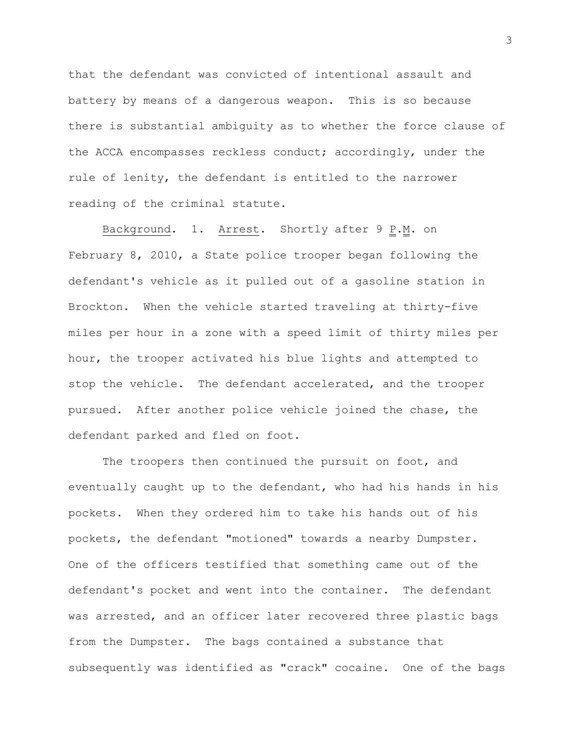that the defendant was convicted of intentional assault and battery by means of a dangerous weapon. This is so because there is substantial ambiguity as to whether the force clause of the ACCA encompasses reckless conduct; accordingly, under the rule of lenity, the defendant is entitled to the narrower reading of the criminal statute.

Background. 1. Arrest. Shortly after 9 P.M. on February 8, 2010, a State police trooper began following the defendant's vehicle as it pulled out of a gasoline station in Brockton. When the vehicle started traveling at thirty-five miles per hour in a zone with a speed limit of thirty miles per hour, the trooper activated his blue lights and attempted to stop the vehicle. The defendant accelerated, and the trooper pursued. After another police vehicle joined the chase, the defendant parked and fled on foot.

The troopers then continued the pursuit on foot, and eventually caught up to the defendant, who had his hands in his pockets. When they ordered him to take his hands out of his pockets, the defendant "motioned" towards a nearby Dumpster. One of the officers testified that something came out of the defendant's pocket and went into the container. The defendant was arrested, and an officer later recovered three plastic bags from the Dumpster. The bags contained a substance that subsequently was identified as "crack" cocaine. One of the bags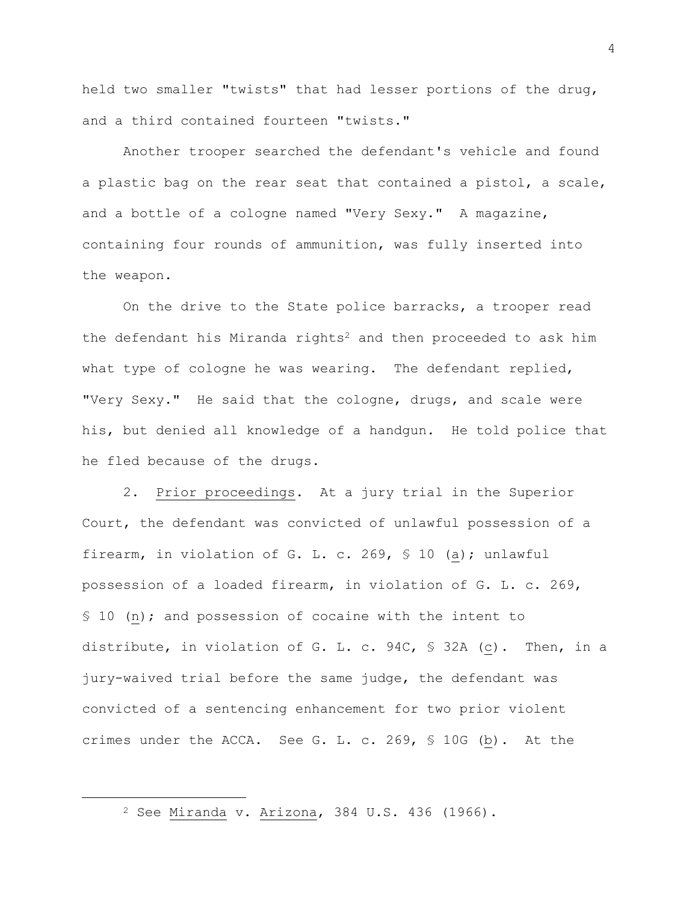held two smaller "twists" that had lesser portions of the drug, and a third contained fourteen "twists."

Another trooper searched the defendant's vehicle and found a plastic bag on the rear seat that contained a pistol, a scale, and a bottle of a cologne named "Very Sexy." A magazine, containing four rounds of ammunition, was fully inserted into the weapon.

On the drive to the State police barracks, a trooper read the defendant his Miranda rights[2] and then proceeded to ask him what type of cologne he was wearing. The defendant replied, "Very Sexy." He said that the cologne, drugs, and scale were his, but denied all knowledge of a handgun. He told police that he fled because of the drugs.

2. Prior proceedings. At a jury trial in the Superior Court, the defendant was convicted of unlawful possession of a firearm, in violation of G. L. c. 269, § 10 (a); unlawful possession of a loaded firearm, in violation of G. L. c. 269, § 10 (n); and possession of cocaine with the intent to distribute, in violation of G. L. c. 94C, § 32A (c). Then, in a jury-waived trial before the same judge, the defendant was convicted of a sentencing enhancement for two prior violent crimes under the ACCA. See G. L. c. 269, § 10G (b). At the

[2] See Miranda v. Arizona, 384 U.S. 436 (1966).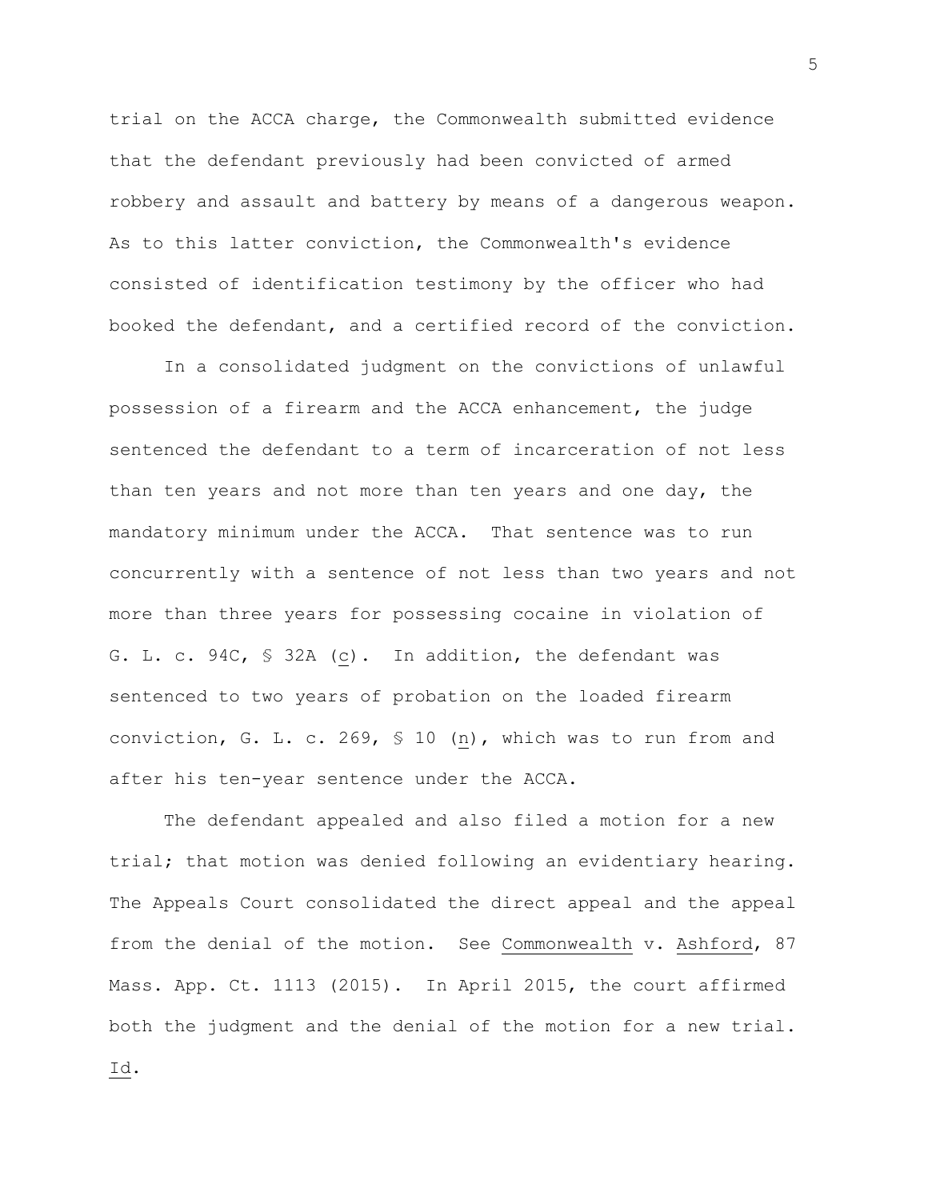trial on the ACCA charge, the Commonwealth submitted evidence that the defendant previously had been convicted of armed robbery and assault and battery by means of a dangerous weapon. As to this latter conviction, the Commonwealth's evidence consisted of identification testimony by the officer who had booked the defendant, and a certified record of the conviction.

In a consolidated judgment on the convictions of unlawful possession of a firearm and the ACCA enhancement, the judge sentenced the defendant to a term of incarceration of not less than ten years and not more than ten years and one day, the mandatory minimum under the ACCA. That sentence was to run concurrently with a sentence of not less than two years and not more than three years for possessing cocaine in violation of G. L. c. 94C, § 32A (c). In addition, the defendant was sentenced to two years of probation on the loaded firearm conviction, G. L. c. 269, § 10 (n), which was to run from and after his ten-year sentence under the ACCA.

The defendant appealed and also filed a motion for a new trial; that motion was denied following an evidentiary hearing. The Appeals Court consolidated the direct appeal and the appeal from the denial of the motion. See Commonwealth v. Ashford, 87 Mass. App. Ct. 1113 (2015). In April 2015, the court affirmed both the judgment and the denial of the motion for a new trial. Id.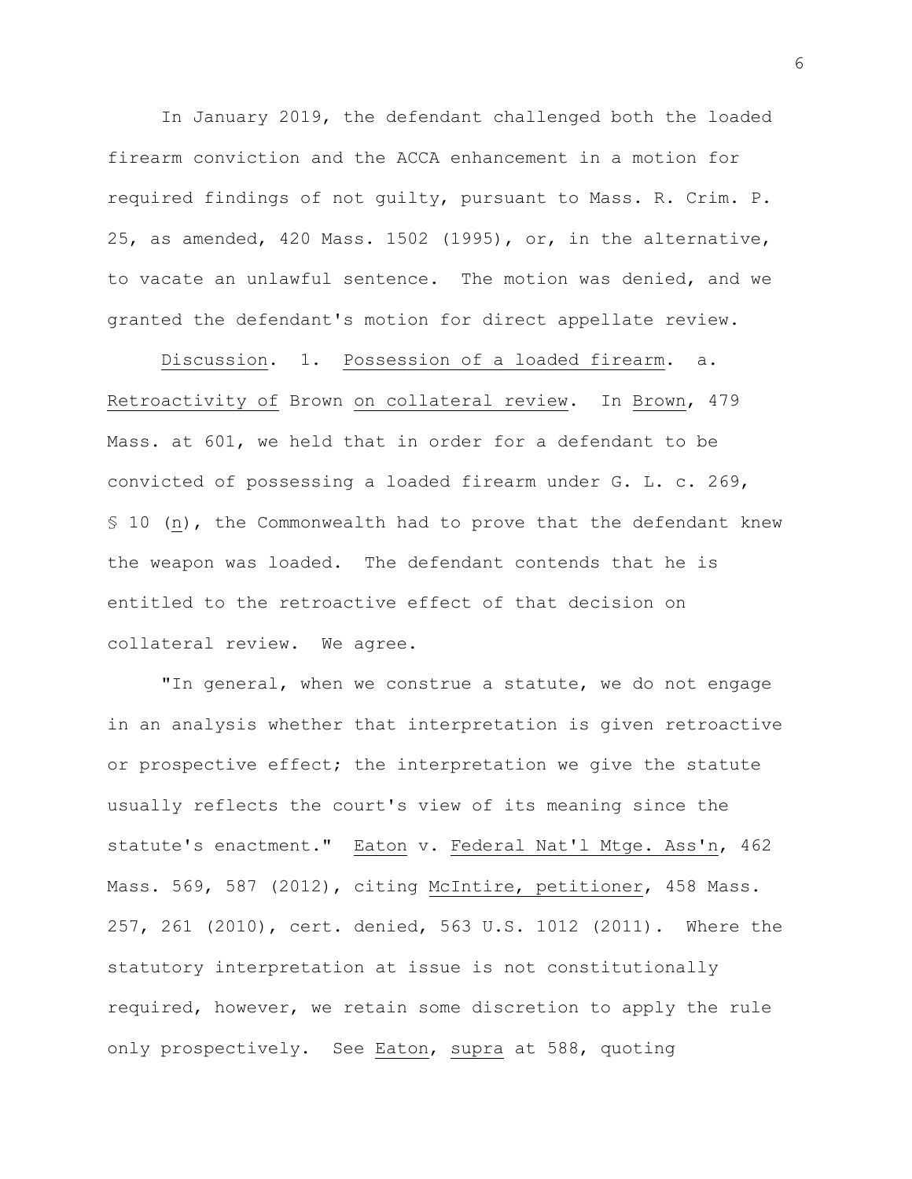In January 2019, the defendant challenged both the loaded firearm conviction and the ACCA enhancement in a motion for required findings of not guilty, pursuant to Mass. R. Crim. P. 25, as amended, 420 Mass. 1502 (1995), or, in the alternative, to vacate an unlawful sentence. The motion was denied, and we granted the defendant's motion for direct appellate review.

Discussion. 1. Possession of a loaded firearm. a. Retroactivity of Brown on collateral review. In Brown, 479 Mass. at 601, we held that in order for a defendant to be convicted of possessing a loaded firearm under G. L. c. 269, § 10 (n), the Commonwealth had to prove that the defendant knew the weapon was loaded. The defendant contends that he is entitled to the retroactive effect of that decision on collateral review. We agree.

"In general, when we construe a statute, we do not engage in an analysis whether that interpretation is given retroactive or prospective effect; the interpretation we give the statute usually reflects the court's view of its meaning since the statute's enactment." Eaton v. Federal Nat'l Mtge. Ass'n, 462 Mass. 569, 587 (2012), citing McIntire, petitioner, 458 Mass. 257, 261 (2010), cert. denied, 563 U.S. 1012 (2011). Where the statutory interpretation at issue is not constitutionally required, however, we retain some discretion to apply the rule only prospectively. See Eaton, supra at 588, quoting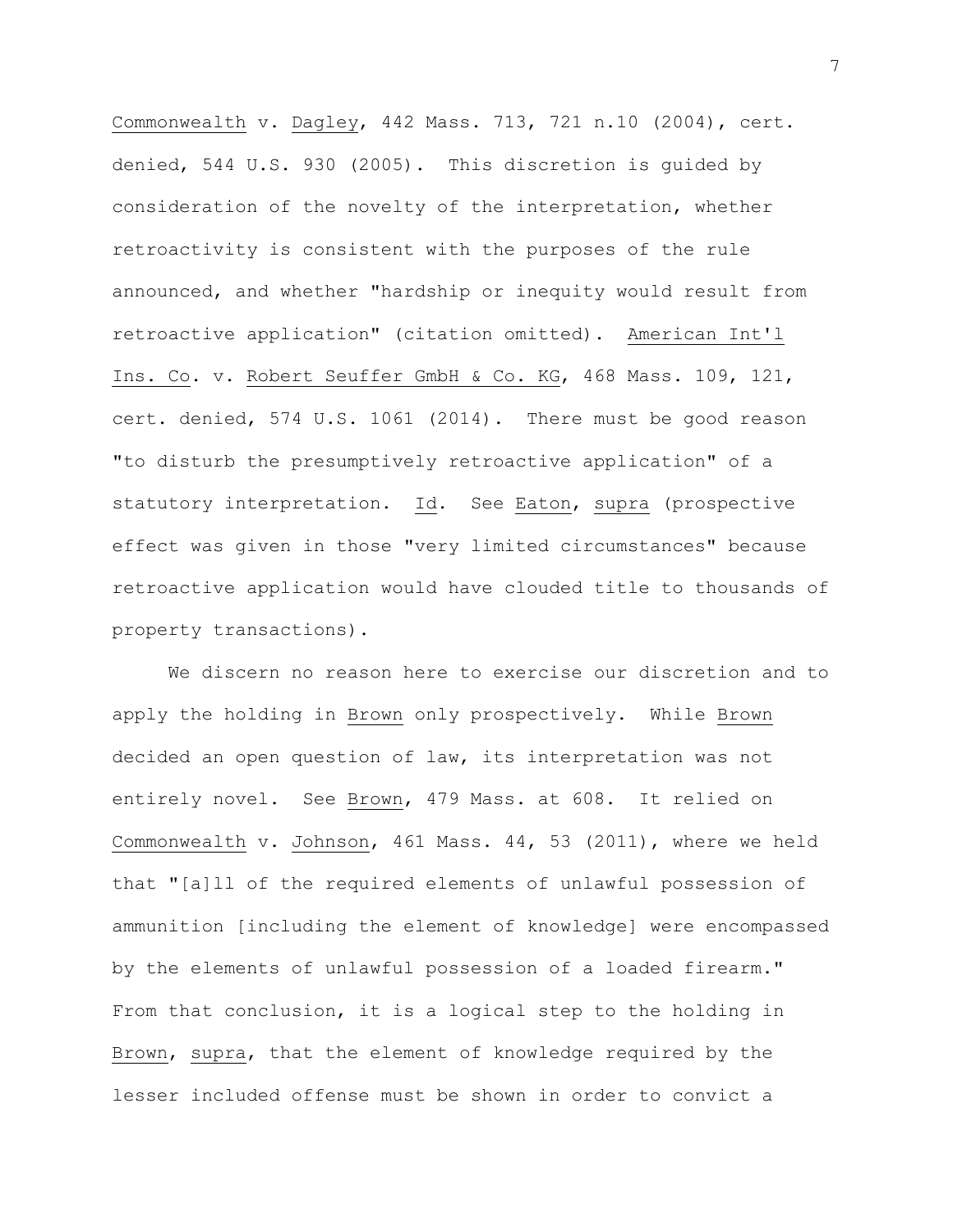Commonwealth v. Dagley, 442 Mass. 713, 721 n.10 (2004), cert. denied, 544 U.S. 930 (2005). This discretion is guided by consideration of the novelty of the interpretation, whether retroactivity is consistent with the purposes of the rule announced, and whether "hardship or inequity would result from retroactive application" (citation omitted). American Int'l Ins. Co. v. Robert Seuffer GmbH & Co. KG, 468 Mass. 109, 121, cert. denied, 574 U.S. 1061 (2014). There must be good reason "to disturb the presumptively retroactive application" of a statutory interpretation. Id. See Eaton, supra (prospective effect was given in those "very limited circumstances" because retroactive application would have clouded title to thousands of property transactions).

We discern no reason here to exercise our discretion and to apply the holding in Brown only prospectively. While Brown decided an open question of law, its interpretation was not entirely novel. See Brown, 479 Mass. at 608. It relied on Commonwealth v. Johnson, 461 Mass. 44, 53 (2011), where we held that "[a]ll of the required elements of unlawful possession of ammunition [including the element of knowledge] were encompassed by the elements of unlawful possession of a loaded firearm." From that conclusion, it is a logical step to the holding in Brown, supra, that the element of knowledge required by the lesser included offense must be shown in order to convict a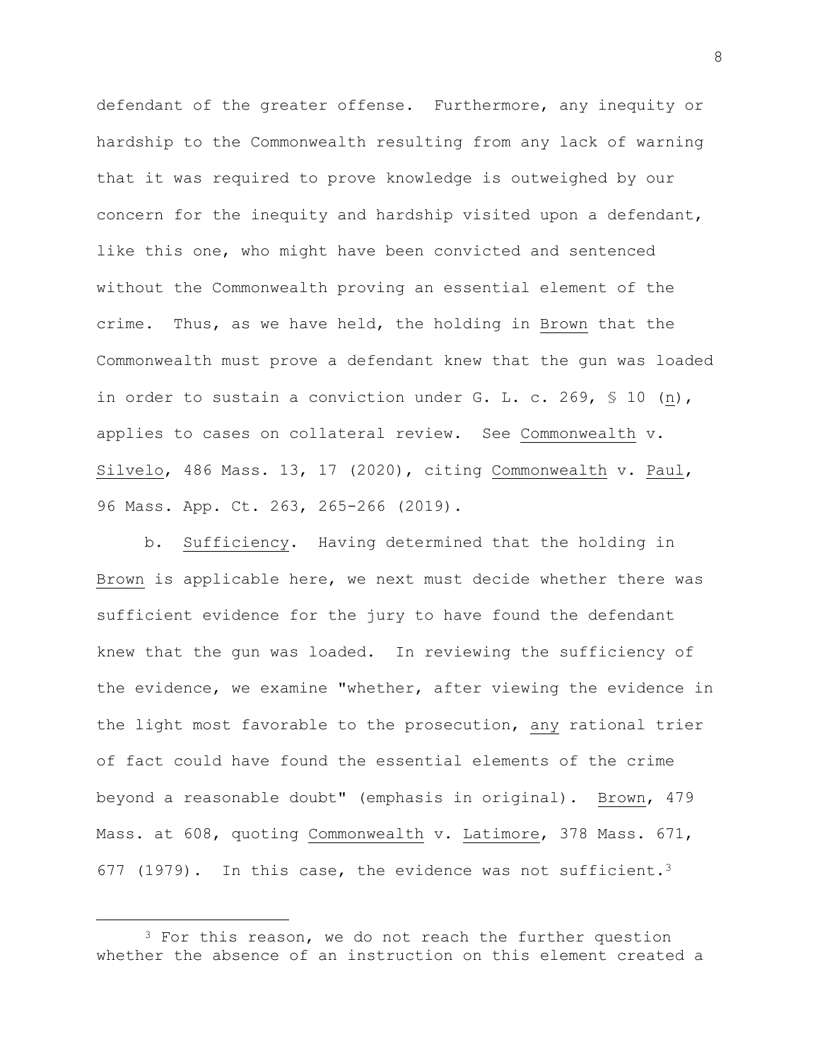defendant of the greater offense. Furthermore, any inequity or hardship to the Commonwealth resulting from any lack of warning that it was required to prove knowledge is outweighed by our concern for the inequity and hardship visited upon a defendant, like this one, who might have been convicted and sentenced without the Commonwealth proving an essential element of the crime. Thus, as we have held, the holding in Brown that the Commonwealth must prove a defendant knew that the gun was loaded in order to sustain a conviction under G. L. c. 269, § 10 (n), applies to cases on collateral review. See Commonwealth v. Silvelo, 486 Mass. 13, 17 (2020), citing Commonwealth v. Paul, 96 Mass. App. Ct. 263, 265-266 (2019).

b. Sufficiency. Having determined that the holding in Brown is applicable here, we next must decide whether there was sufficient evidence for the jury to have found the defendant knew that the gun was loaded. In reviewing the sufficiency of the evidence, we examine "whether, after viewing the evidence in the light most favorable to the prosecution, any rational trier of fact could have found the essential elements of the crime beyond a reasonable doubt" (emphasis in original). Brown, 479 Mass. at 608, quoting Commonwealth v. Latimore, 378 Mass. 671, 677 (1979). In this case, the evidence was not sufficient.[3]

---

[3] For this reason, we do not reach the further question whether the absence of an instruction on this element created a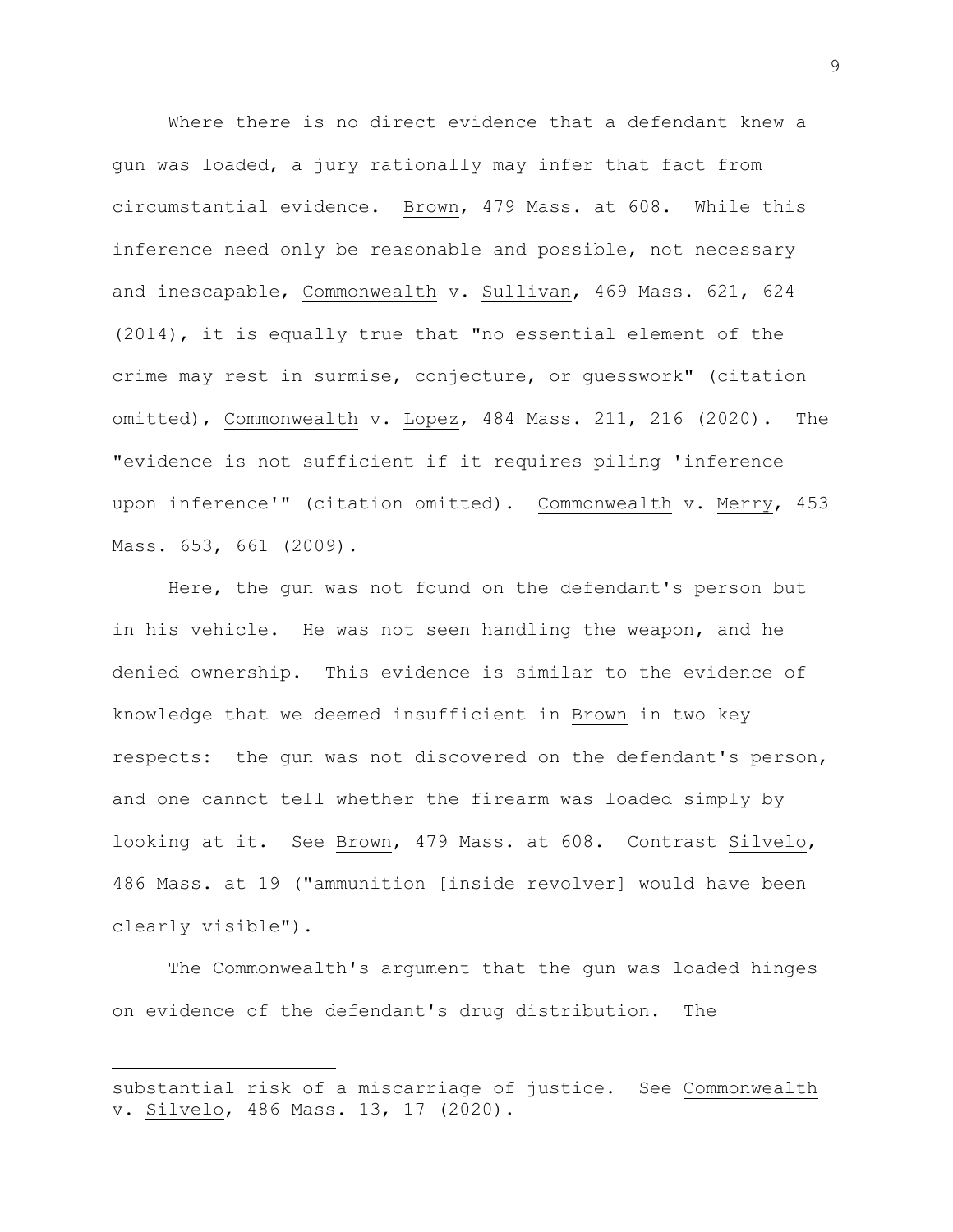Where there is no direct evidence that a defendant knew a gun was loaded, a jury rationally may infer that fact from circumstantial evidence. Brown, 479 Mass. at 608. While this inference need only be reasonable and possible, not necessary and inescapable, Commonwealth v. Sullivan, 469 Mass. 621, 624 (2014), it is equally true that "no essential element of the crime may rest in surmise, conjecture, or guesswork" (citation omitted), Commonwealth v. Lopez, 484 Mass. 211, 216 (2020). The "evidence is not sufficient if it requires piling 'inference upon inference'" (citation omitted). Commonwealth v. Merry, 453 Mass. 653, 661 (2009).

Here, the gun was not found on the defendant's person but in his vehicle. He was not seen handling the weapon, and he denied ownership. This evidence is similar to the evidence of knowledge that we deemed insufficient in Brown in two key respects: the gun was not discovered on the defendant's person, and one cannot tell whether the firearm was loaded simply by looking at it. See Brown, 479 Mass. at 608. Contrast Silvelo, 486 Mass. at 19 ("ammunition [inside revolver] would have been clearly visible").

The Commonwealth's argument that the gun was loaded hinges on evidence of the defendant's drug distribution. The

---

substantial risk of a miscarriage of justice. See Commonwealth v. Silvelo, 486 Mass. 13, 17 (2020).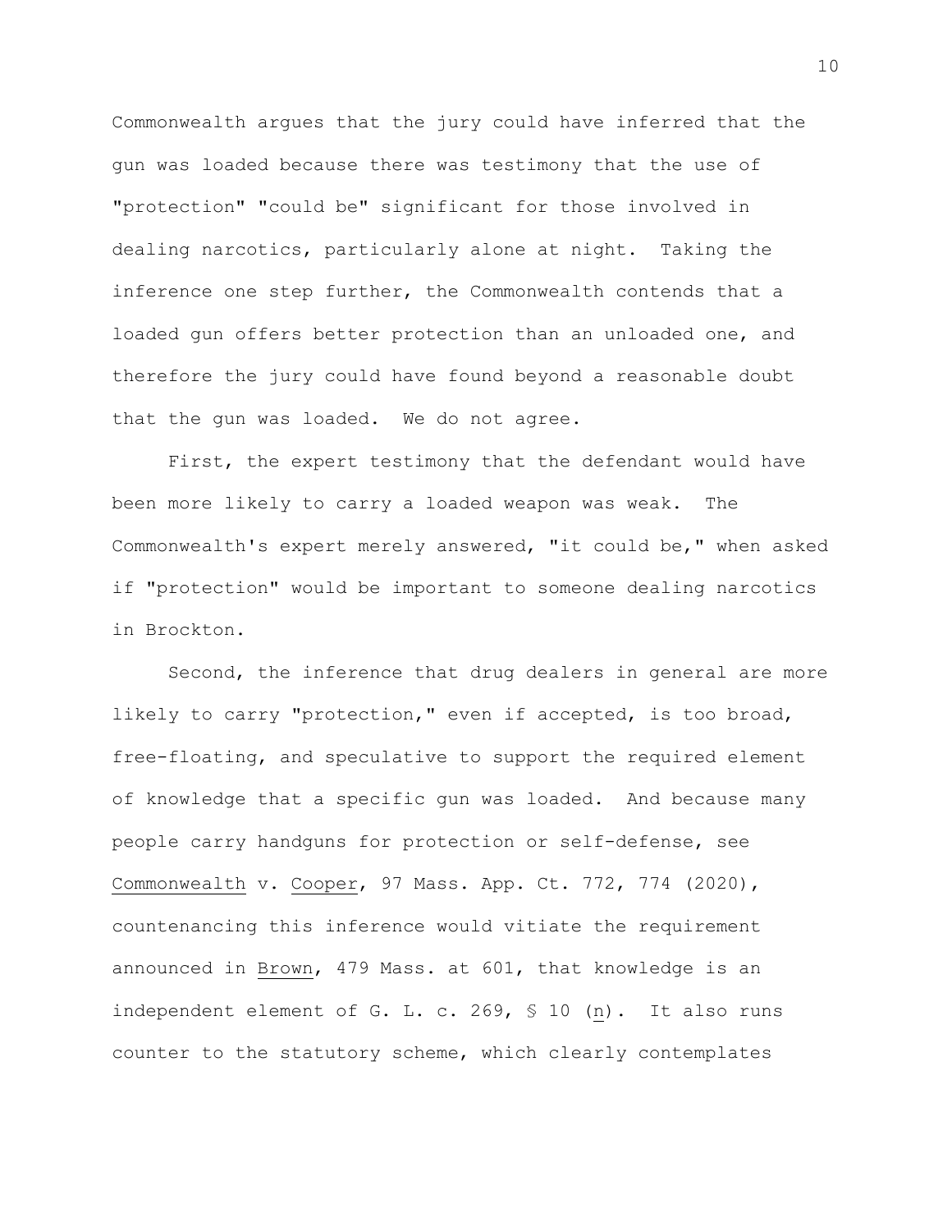Commonwealth argues that the jury could have inferred that the gun was loaded because there was testimony that the use of "protection" "could be" significant for those involved in dealing narcotics, particularly alone at night. Taking the inference one step further, the Commonwealth contends that a loaded gun offers better protection than an unloaded one, and therefore the jury could have found beyond a reasonable doubt that the gun was loaded. We do not agree.

First, the expert testimony that the defendant would have been more likely to carry a loaded weapon was weak. The Commonwealth's expert merely answered, "it could be," when asked if "protection" would be important to someone dealing narcotics in Brockton.

Second, the inference that drug dealers in general are more likely to carry "protection," even if accepted, is too broad, free-floating, and speculative to support the required element of knowledge that a specific gun was loaded. And because many people carry handguns for protection or self-defense, see Commonwealth v. Cooper, 97 Mass. App. Ct. 772, 774 (2020), countenancing this inference would vitiate the requirement announced in Brown, 479 Mass. at 601, that knowledge is an independent element of G. L. c. 269, § 10 (n). It also runs counter to the statutory scheme, which clearly contemplates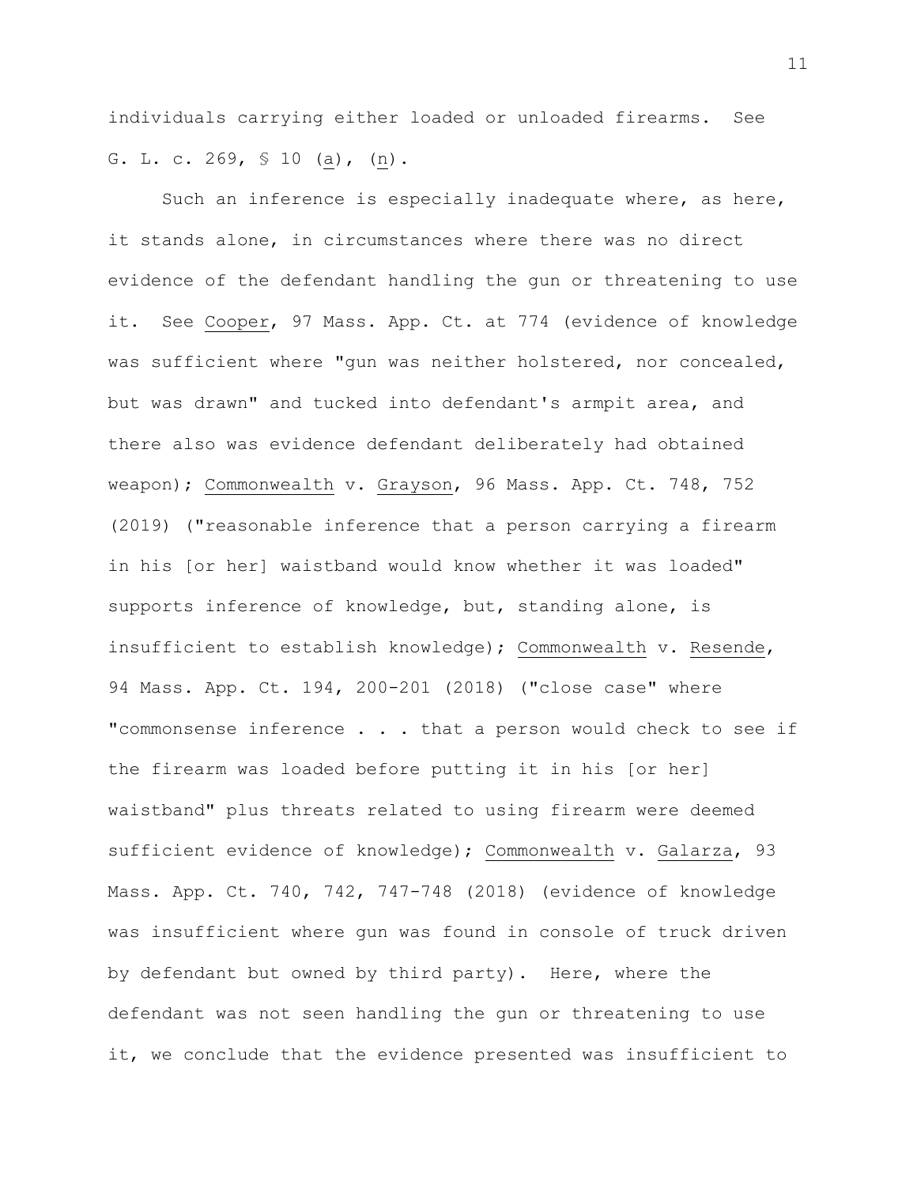individuals carrying either loaded or unloaded firearms. See G. L. c. 269, § 10 (a), (n).

Such an inference is especially inadequate where, as here, it stands alone, in circumstances where there was no direct evidence of the defendant handling the gun or threatening to use it. See Cooper, 97 Mass. App. Ct. at 774 (evidence of knowledge was sufficient where "gun was neither holstered, nor concealed, but was drawn" and tucked into defendant's armpit area, and there also was evidence defendant deliberately had obtained weapon); Commonwealth v. Grayson, 96 Mass. App. Ct. 748, 752 (2019) ("reasonable inference that a person carrying a firearm in his [or her] waistband would know whether it was loaded" supports inference of knowledge, but, standing alone, is insufficient to establish knowledge); Commonwealth v. Resende, 94 Mass. App. Ct. 194, 200-201 (2018) ("close case" where "commonsense inference . . . that a person would check to see if the firearm was loaded before putting it in his [or her] waistband" plus threats related to using firearm were deemed sufficient evidence of knowledge); Commonwealth v. Galarza, 93 Mass. App. Ct. 740, 742, 747-748 (2018) (evidence of knowledge was insufficient where gun was found in console of truck driven by defendant but owned by third party). Here, where the defendant was not seen handling the gun or threatening to use it, we conclude that the evidence presented was insufficient to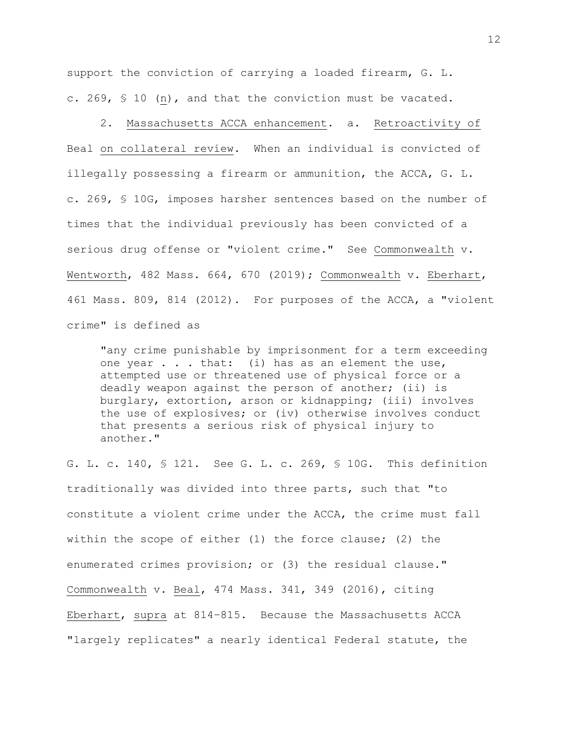support the conviction of carrying a loaded firearm, G. L. c. 269, § 10 (n), and that the conviction must be vacated.

2. Massachusetts ACCA enhancement. a. Retroactivity of Beal on collateral review. When an individual is convicted of illegally possessing a firearm or ammunition, the ACCA, G. L. c. 269, § 10G, imposes harsher sentences based on the number of times that the individual previously has been convicted of a serious drug offense or "violent crime." See Commonwealth v. Wentworth, 482 Mass. 664, 670 (2019); Commonwealth v. Eberhart, 461 Mass. 809, 814 (2012). For purposes of the ACCA, a "violent crime" is defined as

> "any crime punishable by imprisonment for a term exceeding one year . . . that: (i) has as an element the use, attempted use or threatened use of physical force or a deadly weapon against the person of another; (ii) is burglary, extortion, arson or kidnapping; (iii) involves the use of explosives; or (iv) otherwise involves conduct that presents a serious risk of physical injury to another."

G. L. c. 140, § 121. See G. L. c. 269, § 10G. This definition traditionally was divided into three parts, such that "to constitute a violent crime under the ACCA, the crime must fall within the scope of either (1) the force clause; (2) the enumerated crimes provision; or (3) the residual clause." Commonwealth v. Beal, 474 Mass. 341, 349 (2016), citing Eberhart, supra at 814-815. Because the Massachusetts ACCA "largely replicates" a nearly identical Federal statute, the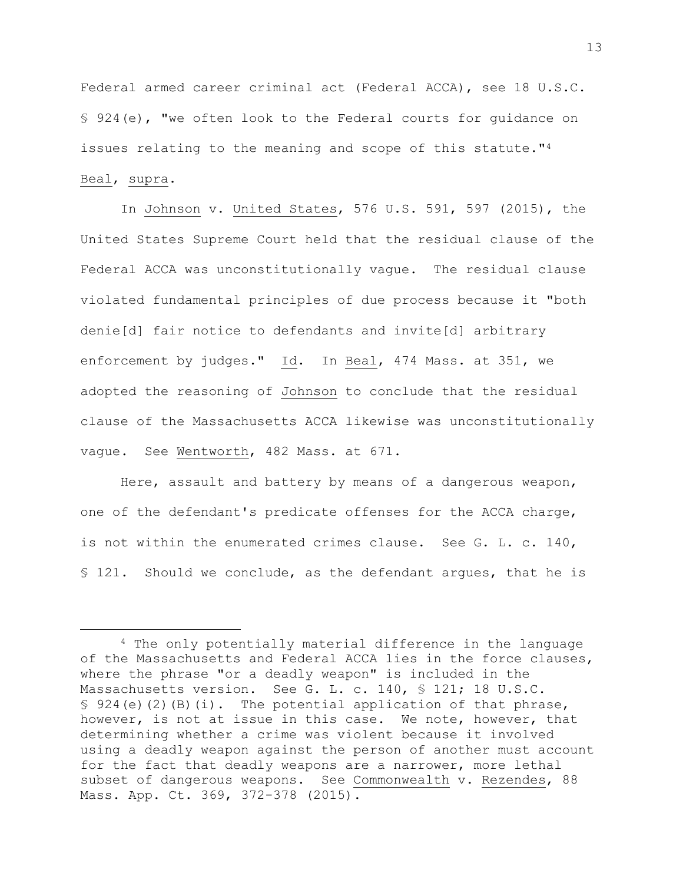Federal armed career criminal act (Federal ACCA), see 18 U.S.C. § 924(e), "we often look to the Federal courts for guidance on issues relating to the meaning and scope of this statute."[4] Beal, supra.

In Johnson v. United States, 576 U.S. 591, 597 (2015), the United States Supreme Court held that the residual clause of the Federal ACCA was unconstitutionally vague. The residual clause violated fundamental principles of due process because it "both denie[d] fair notice to defendants and invite[d] arbitrary enforcement by judges." Id. In Beal, 474 Mass. at 351, we adopted the reasoning of Johnson to conclude that the residual clause of the Massachusetts ACCA likewise was unconstitutionally vague. See Wentworth, 482 Mass. at 671.

Here, assault and battery by means of a dangerous weapon, one of the defendant's predicate offenses for the ACCA charge, is not within the enumerated crimes clause. See G. L. c. 140, § 121. Should we conclude, as the defendant argues, that he is

---

[4] The only potentially material difference in the language of the Massachusetts and Federal ACCA lies in the force clauses, where the phrase "or a deadly weapon" is included in the Massachusetts version. See G. L. c. 140, § 121; 18 U.S.C. § 924(e)(2)(B)(i). The potential application of that phrase, however, is not at issue in this case. We note, however, that determining whether a crime was violent because it involved using a deadly weapon against the person of another must account for the fact that deadly weapons are a narrower, more lethal subset of dangerous weapons. See Commonwealth v. Rezendes, 88 Mass. App. Ct. 369, 372-378 (2015).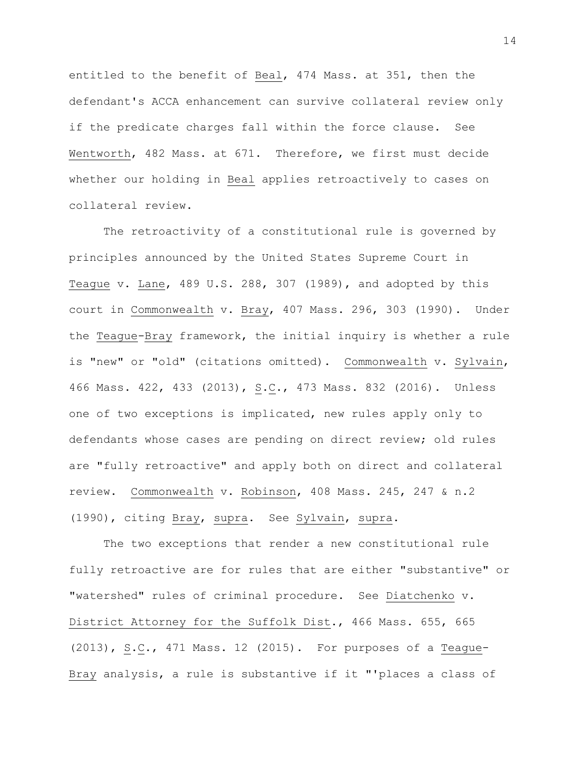entitled to the benefit of Beal, 474 Mass. at 351, then the defendant's ACCA enhancement can survive collateral review only if the predicate charges fall within the force clause. See Wentworth, 482 Mass. at 671. Therefore, we first must decide whether our holding in Beal applies retroactively to cases on collateral review.

The retroactivity of a constitutional rule is governed by principles announced by the United States Supreme Court in Teague v. Lane, 489 U.S. 288, 307 (1989), and adopted by this court in Commonwealth v. Bray, 407 Mass. 296, 303 (1990). Under the Teague-Bray framework, the initial inquiry is whether a rule is "new" or "old" (citations omitted). Commonwealth v. Sylvain, 466 Mass. 422, 433 (2013), S.C., 473 Mass. 832 (2016). Unless one of two exceptions is implicated, new rules apply only to defendants whose cases are pending on direct review; old rules are "fully retroactive" and apply both on direct and collateral review. Commonwealth v. Robinson, 408 Mass. 245, 247 & n.2 (1990), citing Bray, supra. See Sylvain, supra.

The two exceptions that render a new constitutional rule fully retroactive are for rules that are either "substantive" or "watershed" rules of criminal procedure. See Diatchenko v. District Attorney for the Suffolk Dist., 466 Mass. 655, 665 (2013), S.C., 471 Mass. 12 (2015). For purposes of a Teague-Bray analysis, a rule is substantive if it "'places a class of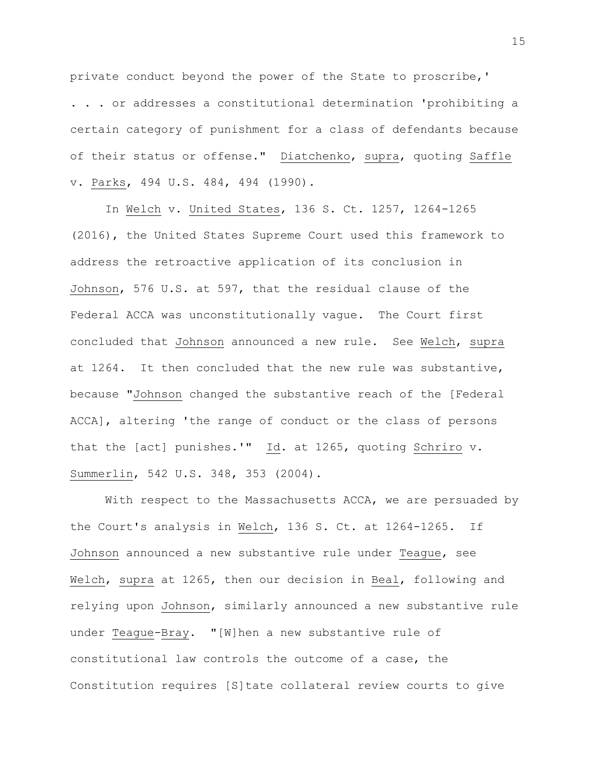private conduct beyond the power of the State to proscribe,' . . . or addresses a constitutional determination 'prohibiting a certain category of punishment for a class of defendants because of their status or offense." Diatchenko, supra, quoting Saffle v. Parks, 494 U.S. 484, 494 (1990).

In Welch v. United States, 136 S. Ct. 1257, 1264-1265 (2016), the United States Supreme Court used this framework to address the retroactive application of its conclusion in Johnson, 576 U.S. at 597, that the residual clause of the Federal ACCA was unconstitutionally vague. The Court first concluded that Johnson announced a new rule. See Welch, supra at 1264. It then concluded that the new rule was substantive, because "Johnson changed the substantive reach of the [Federal ACCA], altering 'the range of conduct or the class of persons that the [act] punishes.'" Id. at 1265, quoting Schriro v. Summerlin, 542 U.S. 348, 353 (2004).

With respect to the Massachusetts ACCA, we are persuaded by the Court's analysis in Welch, 136 S. Ct. at 1264-1265. If Johnson announced a new substantive rule under Teague, see Welch, supra at 1265, then our decision in Beal, following and relying upon Johnson, similarly announced a new substantive rule under Teague-Bray. "[W]hen a new substantive rule of constitutional law controls the outcome of a case, the Constitution requires [S]tate collateral review courts to give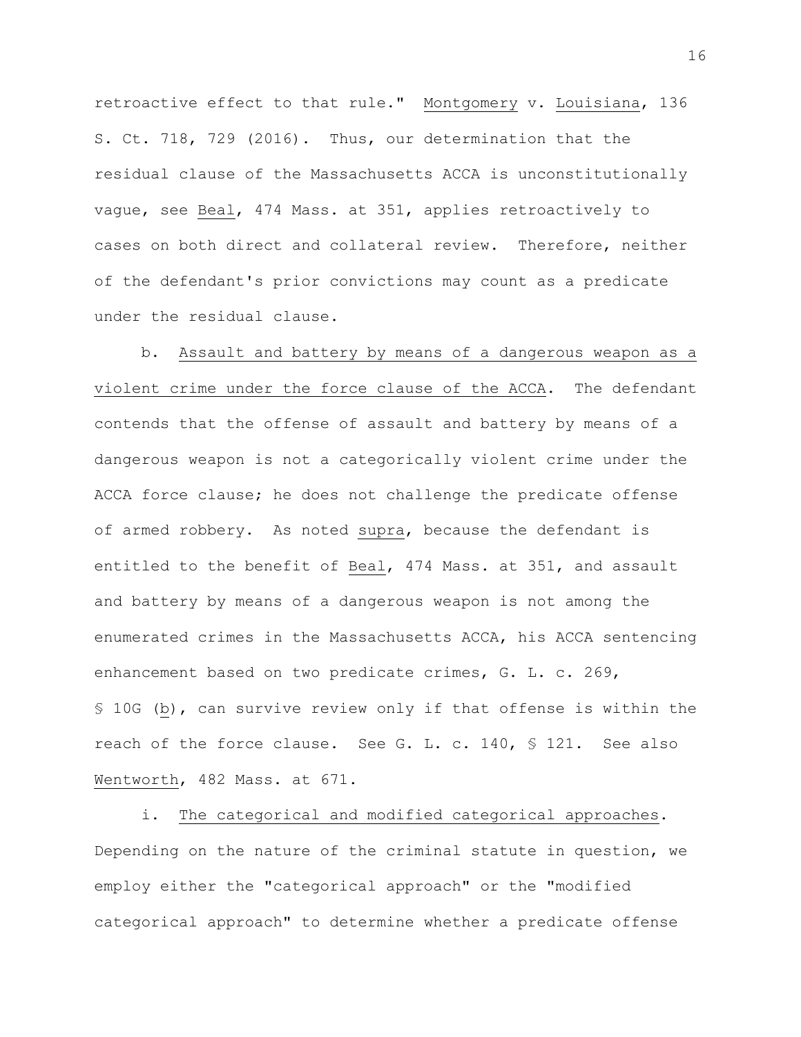retroactive effect to that rule." Montgomery v. Louisiana, 136 S. Ct. 718, 729 (2016). Thus, our determination that the residual clause of the Massachusetts ACCA is unconstitutionally vague, see Beal, 474 Mass. at 351, applies retroactively to cases on both direct and collateral review. Therefore, neither of the defendant's prior convictions may count as a predicate under the residual clause.

b. Assault and battery by means of a dangerous weapon as a violent crime under the force clause of the ACCA. The defendant contends that the offense of assault and battery by means of a dangerous weapon is not a categorically violent crime under the ACCA force clause; he does not challenge the predicate offense of armed robbery. As noted supra, because the defendant is entitled to the benefit of Beal, 474 Mass. at 351, and assault and battery by means of a dangerous weapon is not among the enumerated crimes in the Massachusetts ACCA, his ACCA sentencing enhancement based on two predicate crimes, G. L. c. 269, § 10G (b), can survive review only if that offense is within the reach of the force clause. See G. L. c. 140, § 121. See also Wentworth, 482 Mass. at 671.

i. The categorical and modified categorical approaches. Depending on the nature of the criminal statute in question, we employ either the "categorical approach" or the "modified categorical approach" to determine whether a predicate offense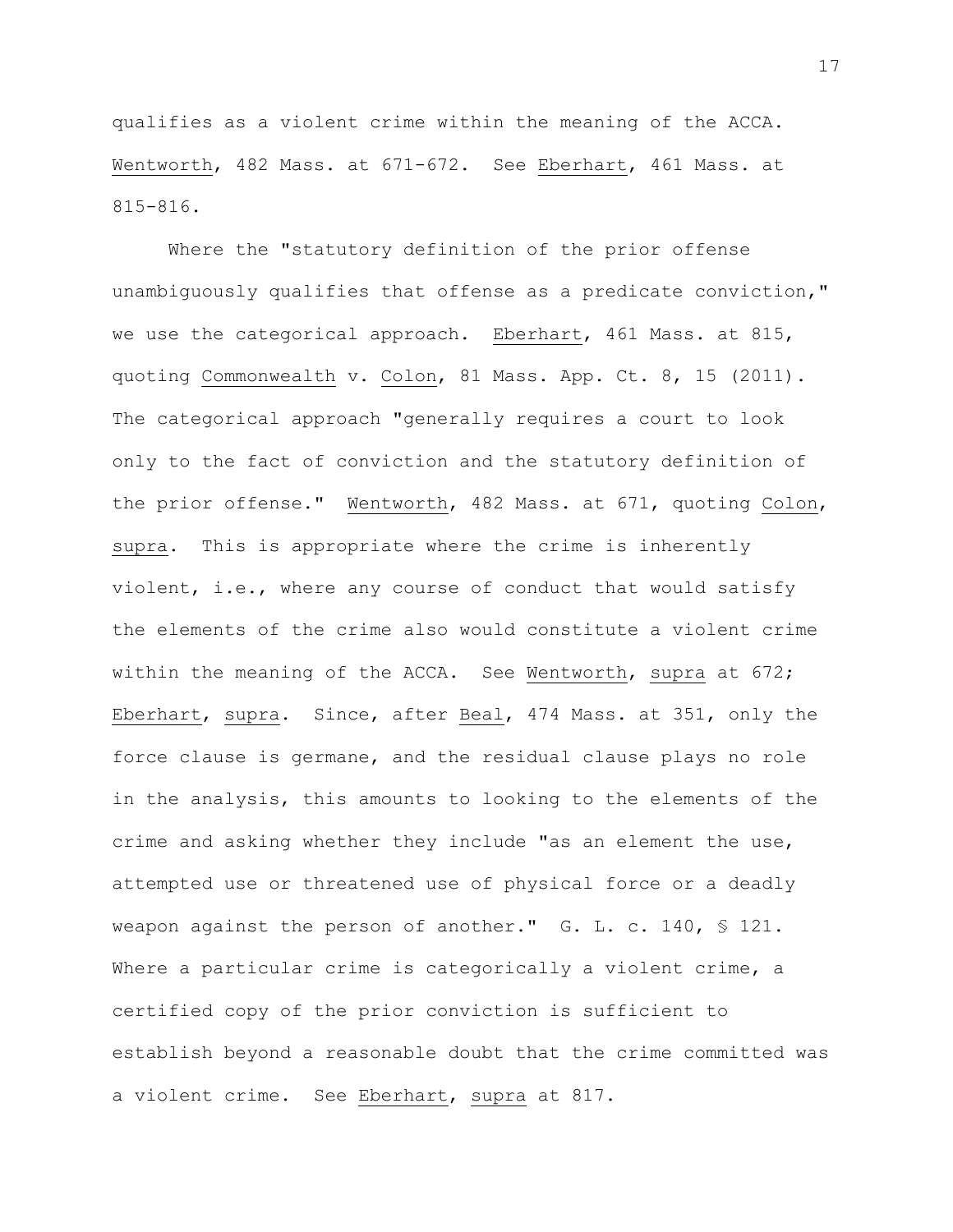qualifies as a violent crime within the meaning of the ACCA. Wentworth, 482 Mass. at 671-672. See Eberhart, 461 Mass. at 815-816.

Where the "statutory definition of the prior offense unambiguously qualifies that offense as a predicate conviction," we use the categorical approach. Eberhart, 461 Mass. at 815, quoting Commonwealth v. Colon, 81 Mass. App. Ct. 8, 15 (2011). The categorical approach "generally requires a court to look only to the fact of conviction and the statutory definition of the prior offense." Wentworth, 482 Mass. at 671, quoting Colon, supra. This is appropriate where the crime is inherently violent, i.e., where any course of conduct that would satisfy the elements of the crime also would constitute a violent crime within the meaning of the ACCA. See Wentworth, supra at 672; Eberhart, supra. Since, after Beal, 474 Mass. at 351, only the force clause is germane, and the residual clause plays no role in the analysis, this amounts to looking to the elements of the crime and asking whether they include "as an element the use, attempted use or threatened use of physical force or a deadly weapon against the person of another." G. L. c. 140, § 121. Where a particular crime is categorically a violent crime, a certified copy of the prior conviction is sufficient to establish beyond a reasonable doubt that the crime committed was a violent crime. See Eberhart, supra at 817.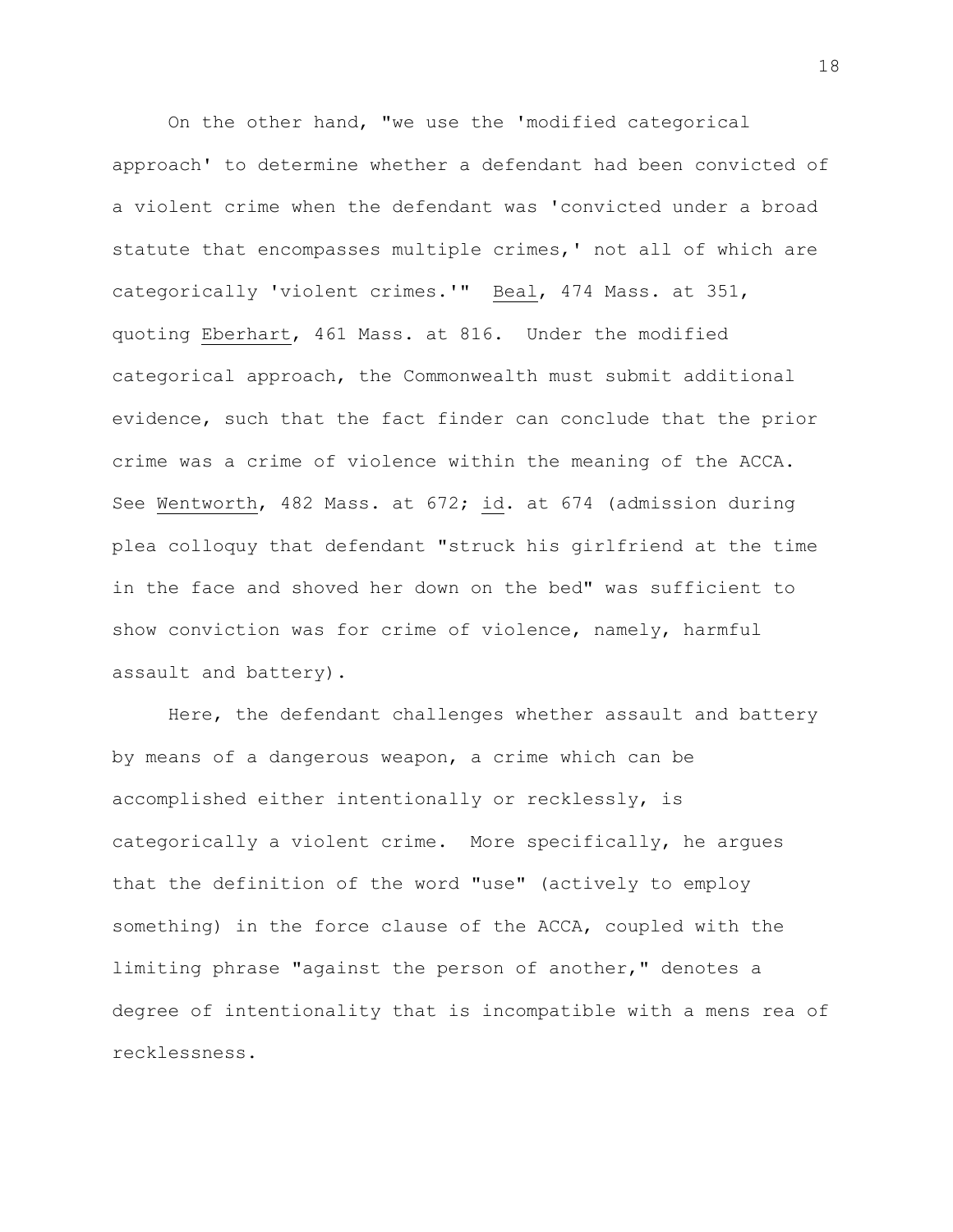On the other hand, "we use the 'modified categorical approach' to determine whether a defendant had been convicted of a violent crime when the defendant was 'convicted under a broad statute that encompasses multiple crimes,' not all of which are categorically 'violent crimes.'" Beal, 474 Mass. at 351, quoting Eberhart, 461 Mass. at 816. Under the modified categorical approach, the Commonwealth must submit additional evidence, such that the fact finder can conclude that the prior crime was a crime of violence within the meaning of the ACCA. See Wentworth, 482 Mass. at 672; id. at 674 (admission during plea colloquy that defendant "struck his girlfriend at the time in the face and shoved her down on the bed" was sufficient to show conviction was for crime of violence, namely, harmful assault and battery).

Here, the defendant challenges whether assault and battery by means of a dangerous weapon, a crime which can be accomplished either intentionally or recklessly, is categorically a violent crime. More specifically, he argues that the definition of the word "use" (actively to employ something) in the force clause of the ACCA, coupled with the limiting phrase "against the person of another," denotes a degree of intentionality that is incompatible with a mens rea of recklessness.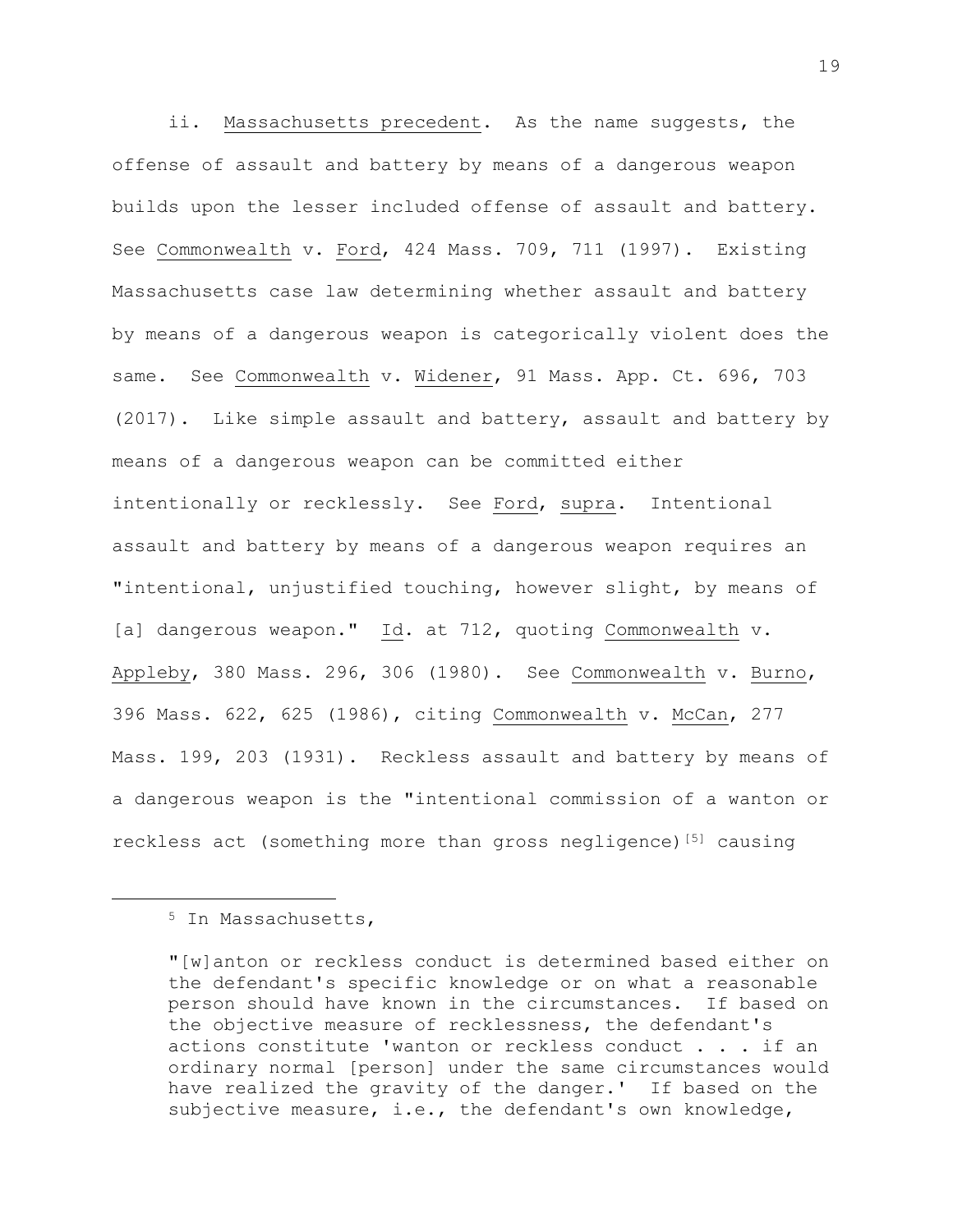ii. Massachusetts precedent. As the name suggests, the offense of assault and battery by means of a dangerous weapon builds upon the lesser included offense of assault and battery. See Commonwealth v. Ford, 424 Mass. 709, 711 (1997). Existing Massachusetts case law determining whether assault and battery by means of a dangerous weapon is categorically violent does the same. See Commonwealth v. Widener, 91 Mass. App. Ct. 696, 703 (2017). Like simple assault and battery, assault and battery by means of a dangerous weapon can be committed either intentionally or recklessly. See Ford, supra. Intentional assault and battery by means of a dangerous weapon requires an "intentional, unjustified touching, however slight, by means of [a] dangerous weapon." Id. at 712, quoting Commonwealth v. Appleby, 380 Mass. 296, 306 (1980). See Commonwealth v. Burno, 396 Mass. 622, 625 (1986), citing Commonwealth v. McCan, 277 Mass. 199, 203 (1931). Reckless assault and battery by means of a dangerous weapon is the "intentional commission of a wanton or reckless act (something more than gross negligence)[5] causing

---

[5] In Massachusetts,

> "[w]anton or reckless conduct is determined based either on the defendant's specific knowledge or on what a reasonable person should have known in the circumstances. If based on the objective measure of recklessness, the defendant's actions constitute 'wanton or reckless conduct . . . if an ordinary normal [person] under the same circumstances would have realized the gravity of the danger.' If based on the subjective measure, i.e., the defendant's own knowledge,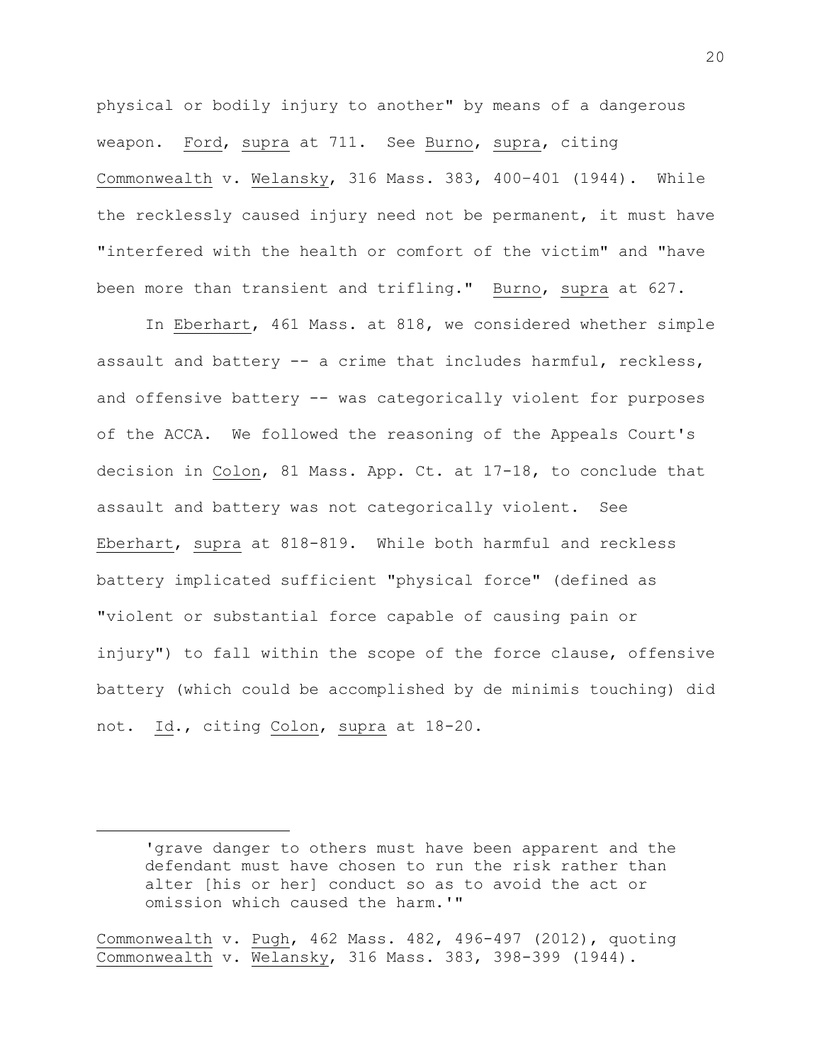physical or bodily injury to another" by means of a dangerous weapon. Ford, supra at 711. See Burno, supra, citing Commonwealth v. Welansky, 316 Mass. 383, 400–401 (1944). While the recklessly caused injury need not be permanent, it must have "interfered with the health or comfort of the victim" and "have been more than transient and trifling." Burno, supra at 627.

In Eberhart, 461 Mass. at 818, we considered whether simple assault and battery -- a crime that includes harmful, reckless, and offensive battery -- was categorically violent for purposes of the ACCA. We followed the reasoning of the Appeals Court's decision in Colon, 81 Mass. App. Ct. at 17-18, to conclude that assault and battery was not categorically violent. See Eberhart, supra at 818-819. While both harmful and reckless battery implicated sufficient "physical force" (defined as "violent or substantial force capable of causing pain or injury") to fall within the scope of the force clause, offensive battery (which could be accomplished by de minimis touching) did not. Id., citing Colon, supra at 18-20.

---

> 'grave danger to others must have been apparent and the defendant must have chosen to run the risk rather than alter [his or her] conduct so as to avoid the act or omission which caused the harm.'"

Commonwealth v. Pugh, 462 Mass. 482, 496-497 (2012), quoting Commonwealth v. Welansky, 316 Mass. 383, 398-399 (1944).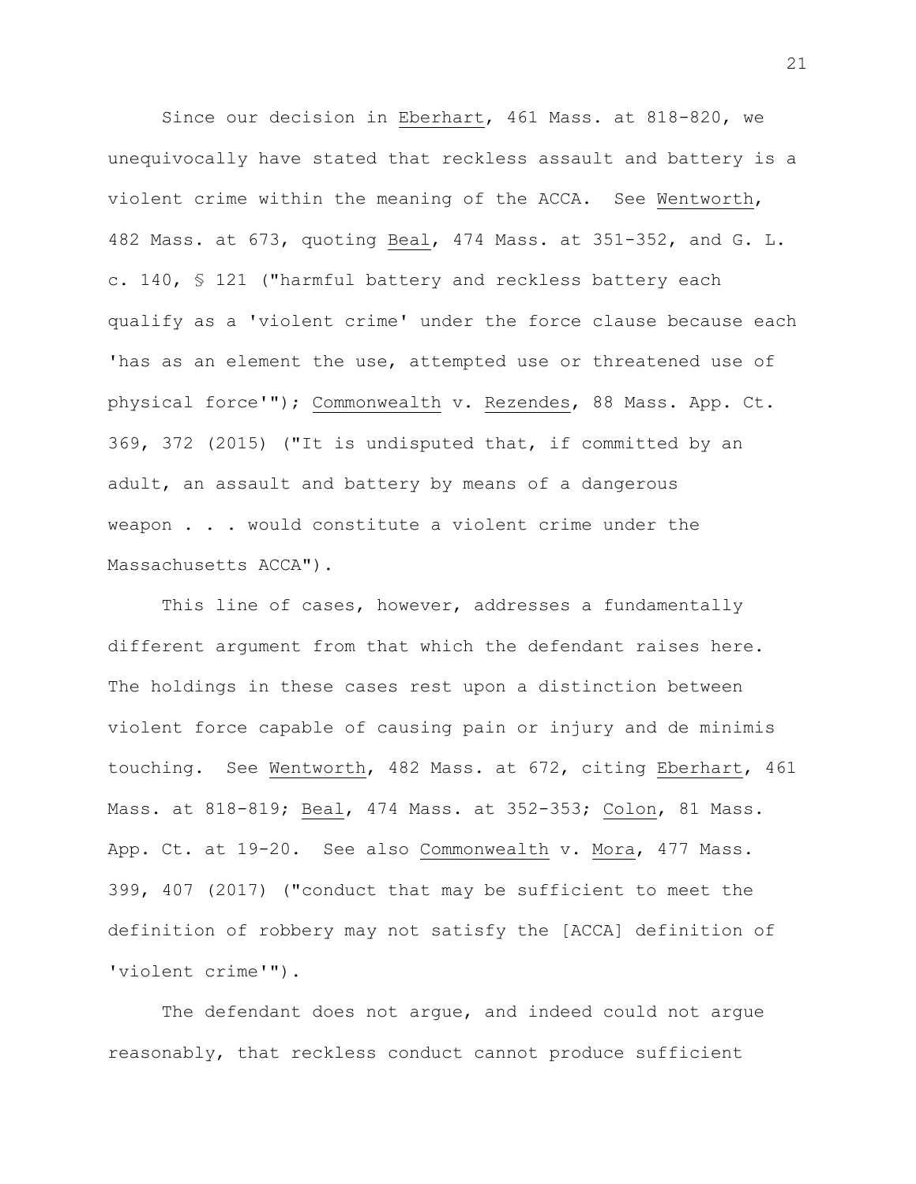Since our decision in Eberhart, 461 Mass. at 818-820, we unequivocally have stated that reckless assault and battery is a violent crime within the meaning of the ACCA. See Wentworth, 482 Mass. at 673, quoting Beal, 474 Mass. at 351-352, and G. L. c. 140, § 121 ("harmful battery and reckless battery each qualify as a 'violent crime' under the force clause because each 'has as an element the use, attempted use or threatened use of physical force'"); Commonwealth v. Rezendes, 88 Mass. App. Ct. 369, 372 (2015) ("It is undisputed that, if committed by an adult, an assault and battery by means of a dangerous weapon . . . would constitute a violent crime under the Massachusetts ACCA").

This line of cases, however, addresses a fundamentally different argument from that which the defendant raises here. The holdings in these cases rest upon a distinction between violent force capable of causing pain or injury and de minimis touching. See Wentworth, 482 Mass. at 672, citing Eberhart, 461 Mass. at 818-819; Beal, 474 Mass. at 352-353; Colon, 81 Mass. App. Ct. at 19-20. See also Commonwealth v. Mora, 477 Mass. 399, 407 (2017) ("conduct that may be sufficient to meet the definition of robbery may not satisfy the [ACCA] definition of 'violent crime'").

The defendant does not argue, and indeed could not argue reasonably, that reckless conduct cannot produce sufficient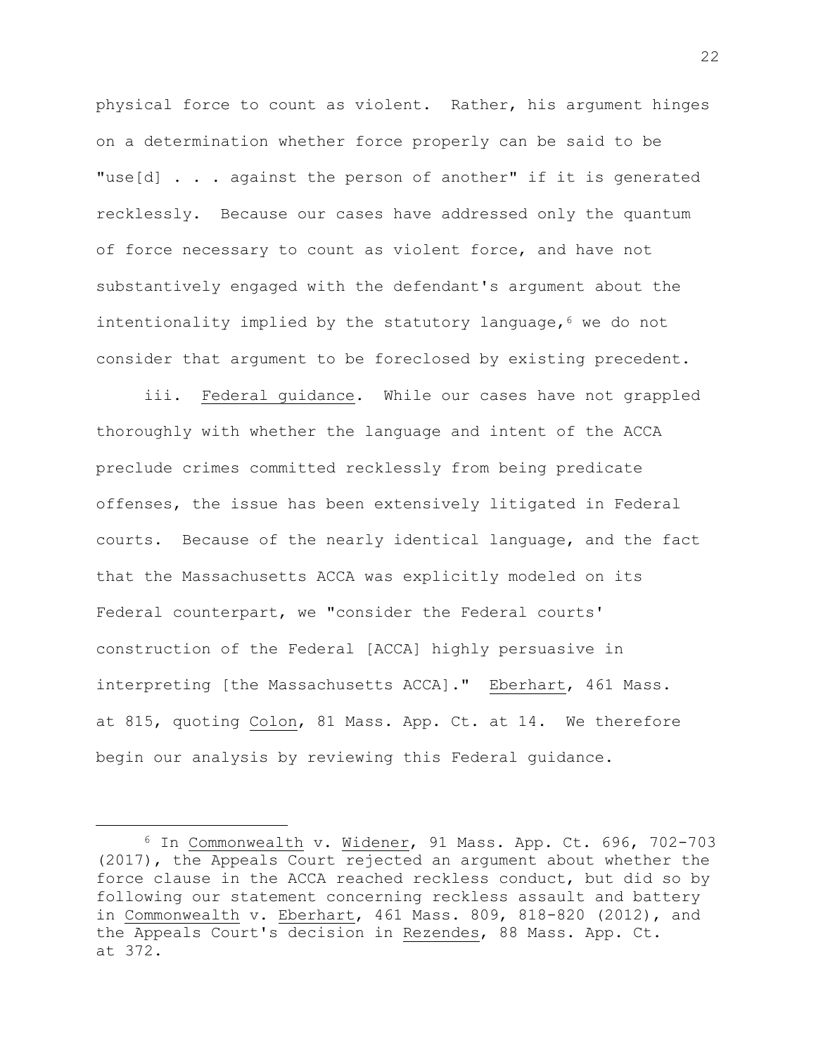physical force to count as violent. Rather, his argument hinges on a determination whether force properly can be said to be "use[d] . . . against the person of another" if it is generated recklessly. Because our cases have addressed only the quantum of force necessary to count as violent force, and have not substantively engaged with the defendant's argument about the intentionality implied by the statutory language,[6] we do not consider that argument to be foreclosed by existing precedent.

iii. Federal guidance. While our cases have not grappled thoroughly with whether the language and intent of the ACCA preclude crimes committed recklessly from being predicate offenses, the issue has been extensively litigated in Federal courts. Because of the nearly identical language, and the fact that the Massachusetts ACCA was explicitly modeled on its Federal counterpart, we "consider the Federal courts' construction of the Federal [ACCA] highly persuasive in interpreting [the Massachusetts ACCA]." Eberhart, 461 Mass. at 815, quoting Colon, 81 Mass. App. Ct. at 14. We therefore begin our analysis by reviewing this Federal guidance.

---

[6] In Commonwealth v. Widener, 91 Mass. App. Ct. 696, 702-703 (2017), the Appeals Court rejected an argument about whether the force clause in the ACCA reached reckless conduct, but did so by following our statement concerning reckless assault and battery in Commonwealth v. Eberhart, 461 Mass. 809, 818-820 (2012), and the Appeals Court's decision in Rezendes, 88 Mass. App. Ct. at 372.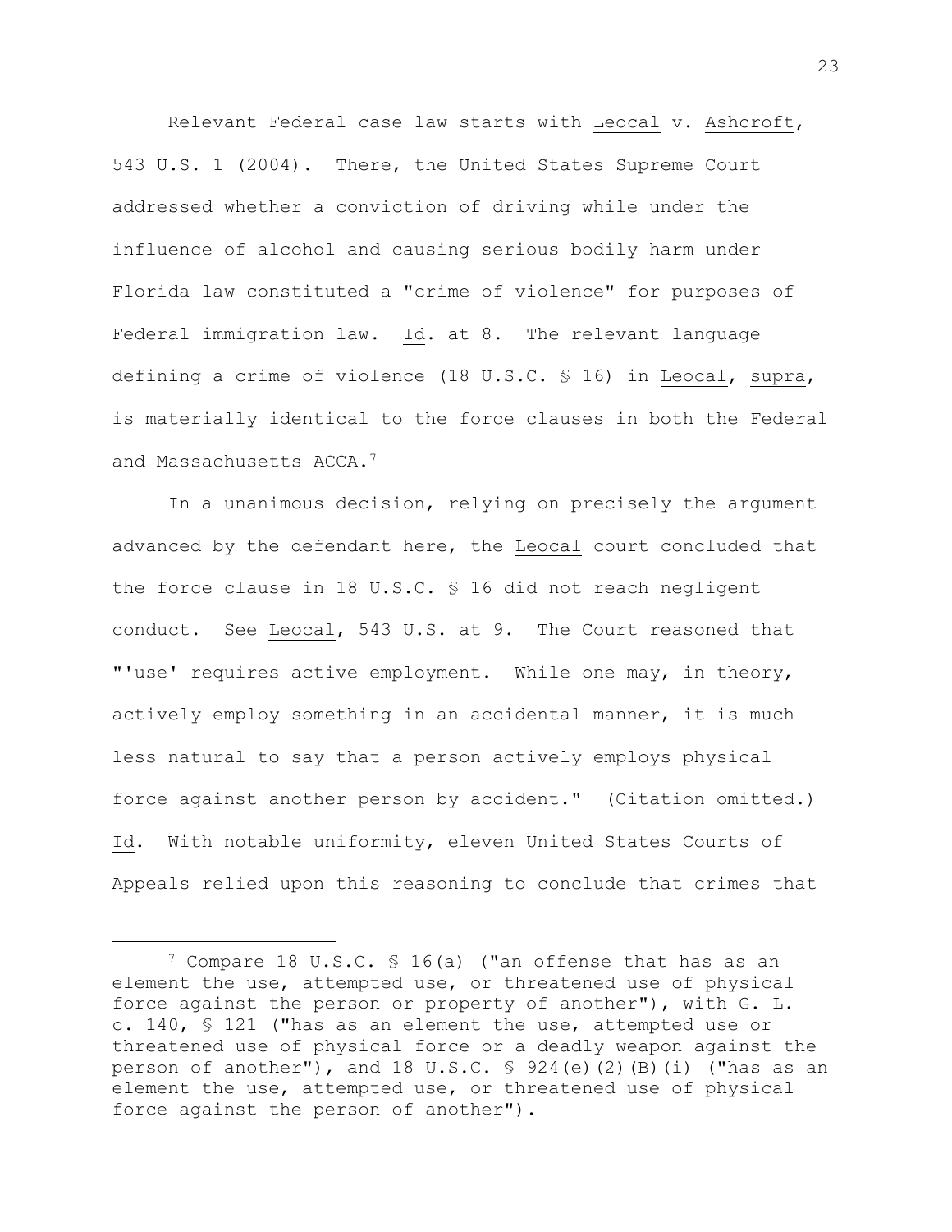Relevant Federal case law starts with Leocal v. Ashcroft, 543 U.S. 1 (2004). There, the United States Supreme Court addressed whether a conviction of driving while under the influence of alcohol and causing serious bodily harm under Florida law constituted a "crime of violence" for purposes of Federal immigration law. Id. at 8. The relevant language defining a crime of violence (18 U.S.C. § 16) in Leocal, supra, is materially identical to the force clauses in both the Federal and Massachusetts ACCA.[7]

In a unanimous decision, relying on precisely the argument advanced by the defendant here, the Leocal court concluded that the force clause in 18 U.S.C. § 16 did not reach negligent conduct. See Leocal, 543 U.S. at 9. The Court reasoned that "'use' requires active employment. While one may, in theory, actively employ something in an accidental manner, it is much less natural to say that a person actively employs physical force against another person by accident." (Citation omitted.) Id. With notable uniformity, eleven United States Courts of Appeals relied upon this reasoning to conclude that crimes that

---

[7] Compare 18 U.S.C. § 16(a) ("an offense that has as an element the use, attempted use, or threatened use of physical force against the person or property of another"), with G. L. c. 140, § 121 ("has as an element the use, attempted use or threatened use of physical force or a deadly weapon against the person of another"), and 18 U.S.C. § 924(e)(2)(B)(i) ("has as an element the use, attempted use, or threatened use of physical force against the person of another").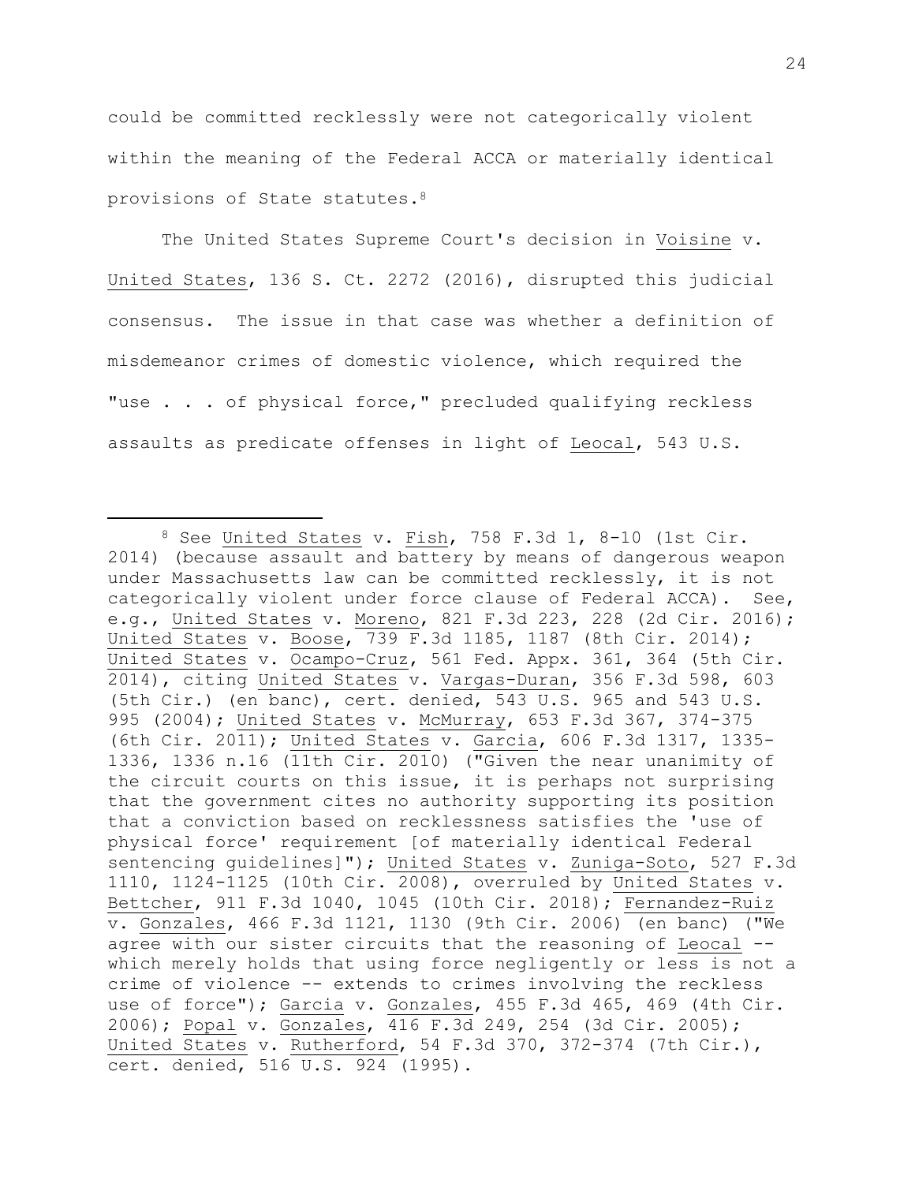could be committed recklessly were not categorically violent within the meaning of the Federal ACCA or materially identical provisions of State statutes.[8]

The United States Supreme Court's decision in Voisine v. United States, 136 S. Ct. 2272 (2016), disrupted this judicial consensus. The issue in that case was whether a definition of misdemeanor crimes of domestic violence, which required the "use . . . of physical force," precluded qualifying reckless assaults as predicate offenses in light of Leocal, 543 U.S.

---

[8] See United States v. Fish, 758 F.3d 1, 8-10 (1st Cir. 2014) (because assault and battery by means of dangerous weapon under Massachusetts law can be committed recklessly, it is not categorically violent under force clause of Federal ACCA). See, e.g., United States v. Moreno, 821 F.3d 223, 228 (2d Cir. 2016); United States v. Boose, 739 F.3d 1185, 1187 (8th Cir. 2014); United States v. Ocampo-Cruz, 561 Fed. Appx. 361, 364 (5th Cir. 2014), citing United States v. Vargas-Duran, 356 F.3d 598, 603 (5th Cir.) (en banc), cert. denied, 543 U.S. 965 and 543 U.S. 995 (2004); United States v. McMurray, 653 F.3d 367, 374-375 (6th Cir. 2011); United States v. Garcia, 606 F.3d 1317, 1335-1336, 1336 n.16 (11th Cir. 2010) ("Given the near unanimity of the circuit courts on this issue, it is perhaps not surprising that the government cites no authority supporting its position that a conviction based on recklessness satisfies the 'use of physical force' requirement [of materially identical Federal sentencing guidelines]"); United States v. Zuniga-Soto, 527 F.3d 1110, 1124-1125 (10th Cir. 2008), overruled by United States v. Bettcher, 911 F.3d 1040, 1045 (10th Cir. 2018); Fernandez-Ruiz v. Gonzales, 466 F.3d 1121, 1130 (9th Cir. 2006) (en banc) ("We agree with our sister circuits that the reasoning of Leocal -- which merely holds that using force negligently or less is not a crime of violence -- extends to crimes involving the reckless use of force"); Garcia v. Gonzales, 455 F.3d 465, 469 (4th Cir. 2006); Popal v. Gonzales, 416 F.3d 249, 254 (3d Cir. 2005); United States v. Rutherford, 54 F.3d 370, 372-374 (7th Cir.), cert. denied, 516 U.S. 924 (1995).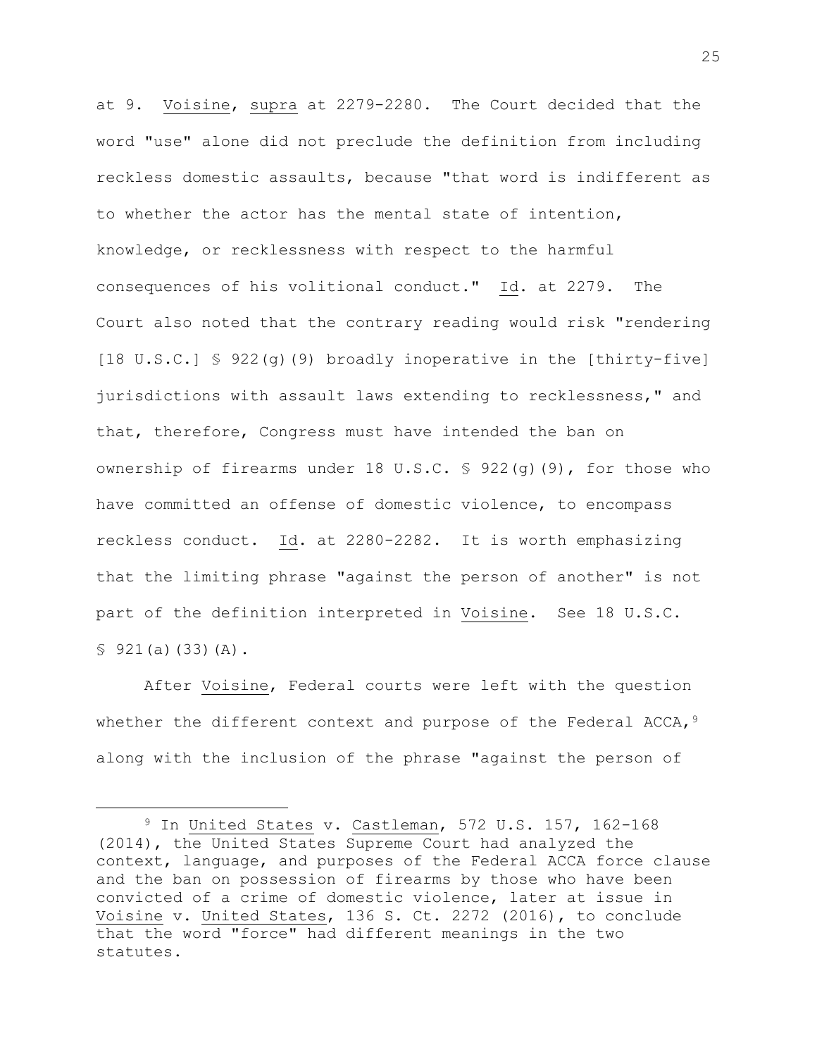at 9. Voisine, supra at 2279-2280. The Court decided that the word "use" alone did not preclude the definition from including reckless domestic assaults, because "that word is indifferent as to whether the actor has the mental state of intention, knowledge, or recklessness with respect to the harmful consequences of his volitional conduct." Id. at 2279. The Court also noted that the contrary reading would risk "rendering [18 U.S.C.] § 922(g)(9) broadly inoperative in the [thirty-five] jurisdictions with assault laws extending to recklessness," and that, therefore, Congress must have intended the ban on ownership of firearms under 18 U.S.C. § 922(g)(9), for those who have committed an offense of domestic violence, to encompass reckless conduct. Id. at 2280-2282. It is worth emphasizing that the limiting phrase "against the person of another" is not part of the definition interpreted in Voisine. See 18 U.S.C. § 921(a)(33)(A).

After Voisine, Federal courts were left with the question whether the different context and purpose of the Federal ACCA,[9] along with the inclusion of the phrase "against the person of

---

[9] In United States v. Castleman, 572 U.S. 157, 162-168 (2014), the United States Supreme Court had analyzed the context, language, and purposes of the Federal ACCA force clause and the ban on possession of firearms by those who have been convicted of a crime of domestic violence, later at issue in Voisine v. United States, 136 S. Ct. 2272 (2016), to conclude that the word "force" had different meanings in the two statutes.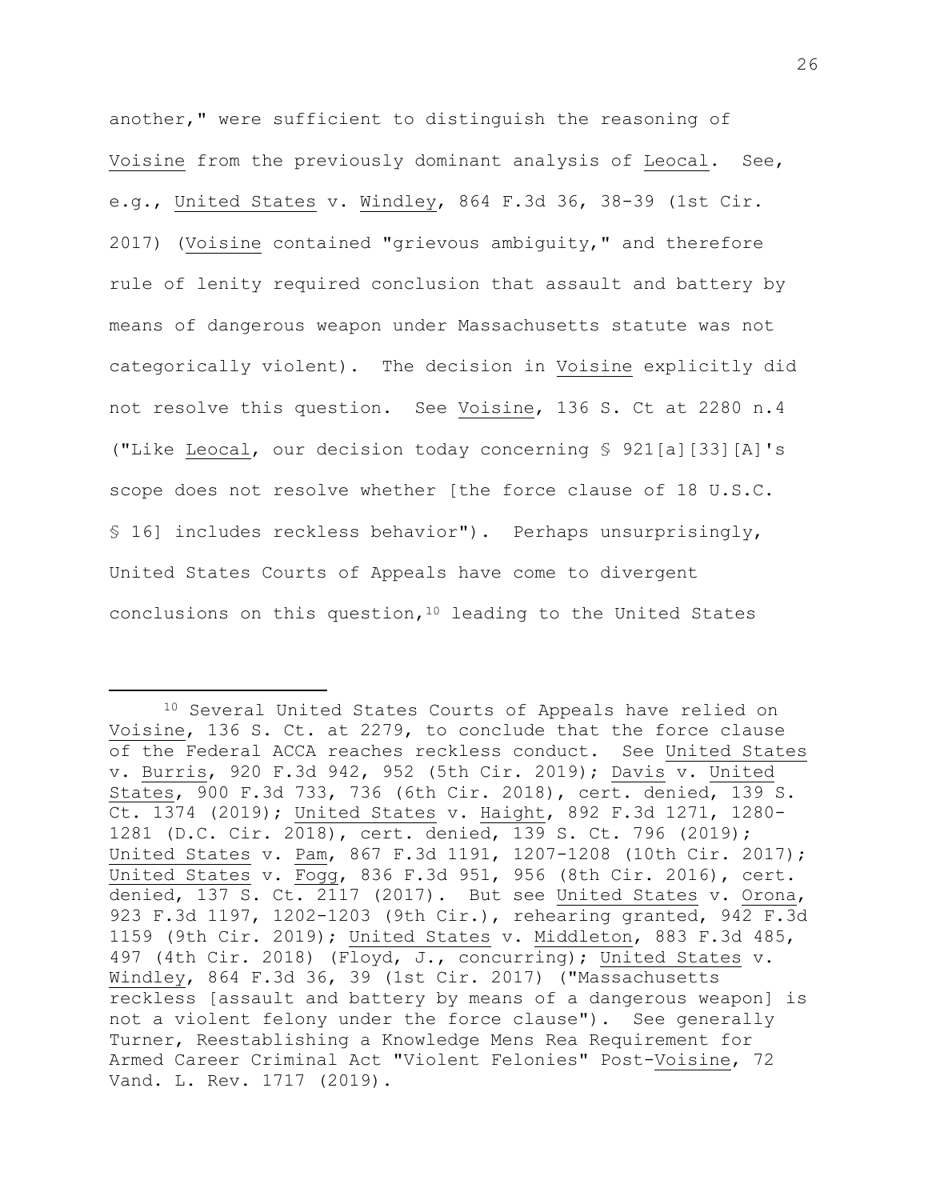another," were sufficient to distinguish the reasoning of Voisine from the previously dominant analysis of Leocal. See, e.g., United States v. Windley, 864 F.3d 36, 38-39 (1st Cir. 2017) (Voisine contained "grievous ambiguity," and therefore rule of lenity required conclusion that assault and battery by means of dangerous weapon under Massachusetts statute was not categorically violent). The decision in Voisine explicitly did not resolve this question. See Voisine, 136 S. Ct at 2280 n.4 ("Like Leocal, our decision today concerning § 921[a][33][A]'s scope does not resolve whether [the force clause of 18 U.S.C. § 16] includes reckless behavior"). Perhaps unsurprisingly, United States Courts of Appeals have come to divergent conclusions on this question,[10] leading to the United States

---

[10] Several United States Courts of Appeals have relied on Voisine, 136 S. Ct. at 2279, to conclude that the force clause of the Federal ACCA reaches reckless conduct. See United States v. Burris, 920 F.3d 942, 952 (5th Cir. 2019); Davis v. United States, 900 F.3d 733, 736 (6th Cir. 2018), cert. denied, 139 S. Ct. 1374 (2019); United States v. Haight, 892 F.3d 1271, 1280-1281 (D.C. Cir. 2018), cert. denied, 139 S. Ct. 796 (2019); United States v. Pam, 867 F.3d 1191, 1207-1208 (10th Cir. 2017); United States v. Fogg, 836 F.3d 951, 956 (8th Cir. 2016), cert. denied, 137 S. Ct. 2117 (2017). But see United States v. Orona, 923 F.3d 1197, 1202-1203 (9th Cir.), rehearing granted, 942 F.3d 1159 (9th Cir. 2019); United States v. Middleton, 883 F.3d 485, 497 (4th Cir. 2018) (Floyd, J., concurring); United States v. Windley, 864 F.3d 36, 39 (1st Cir. 2017) ("Massachusetts reckless [assault and battery by means of a dangerous weapon] is not a violent felony under the force clause"). See generally Turner, Reestablishing a Knowledge Mens Rea Requirement for Armed Career Criminal Act "Violent Felonies" Post-Voisine, 72 Vand. L. Rev. 1717 (2019).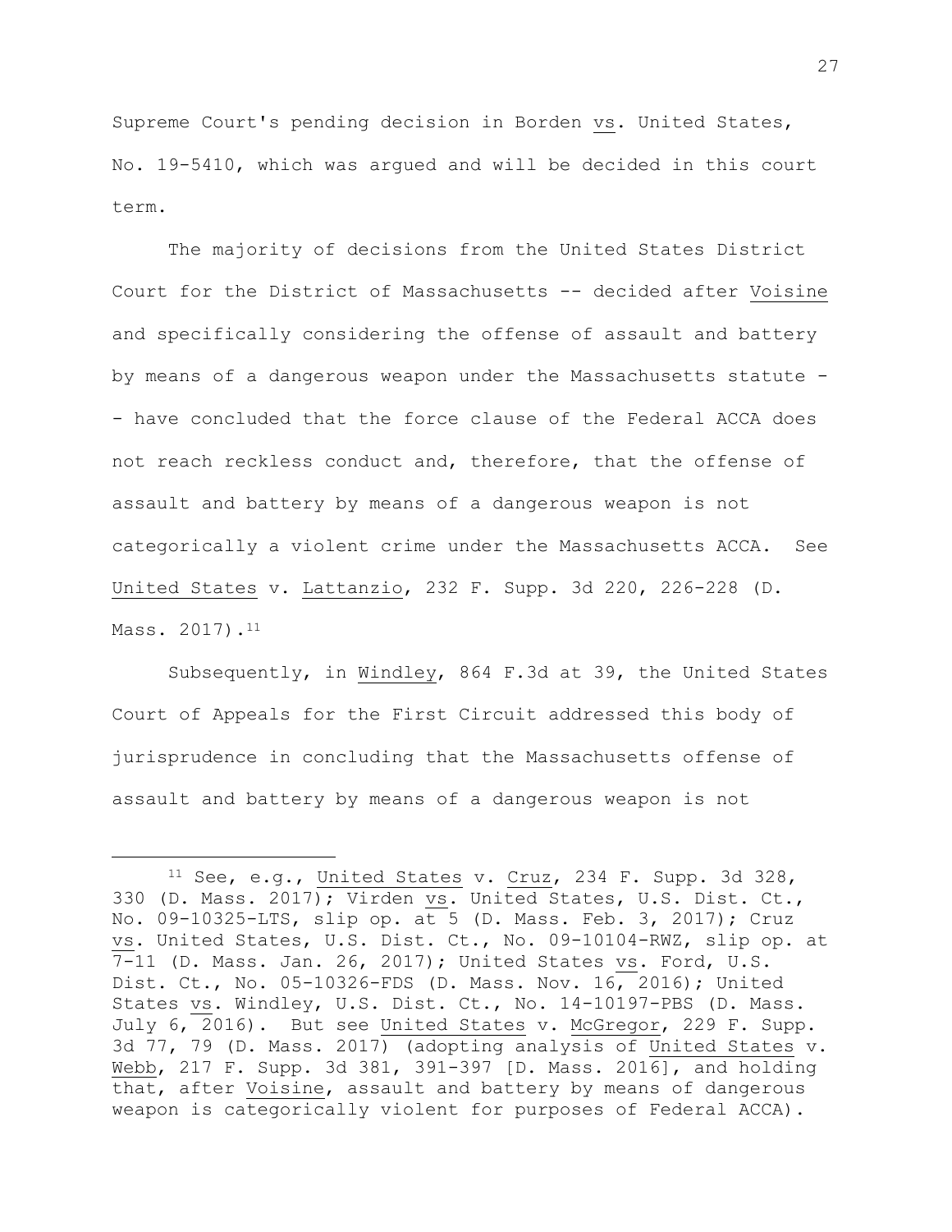Supreme Court's pending decision in Borden vs. United States, No. 19-5410, which was argued and will be decided in this court term.

The majority of decisions from the United States District Court for the District of Massachusetts -- decided after Voisine and specifically considering the offense of assault and battery by means of a dangerous weapon under the Massachusetts statute -- have concluded that the force clause of the Federal ACCA does not reach reckless conduct and, therefore, that the offense of assault and battery by means of a dangerous weapon is not categorically a violent crime under the Massachusetts ACCA. See United States v. Lattanzio, 232 F. Supp. 3d 220, 226-228 (D. Mass. 2017).[11]

Subsequently, in Windley, 864 F.3d at 39, the United States Court of Appeals for the First Circuit addressed this body of jurisprudence in concluding that the Massachusetts offense of assault and battery by means of a dangerous weapon is not

---

[11] See, e.g., United States v. Cruz, 234 F. Supp. 3d 328, 330 (D. Mass. 2017); Virden vs. United States, U.S. Dist. Ct., No. 09-10325-LTS, slip op. at 5 (D. Mass. Feb. 3, 2017); Cruz vs. United States, U.S. Dist. Ct., No. 09-10104-RWZ, slip op. at 7-11 (D. Mass. Jan. 26, 2017); United States vs. Ford, U.S. Dist. Ct., No. 05-10326-FDS (D. Mass. Nov. 16, 2016); United States vs. Windley, U.S. Dist. Ct., No. 14-10197-PBS (D. Mass. July 6, 2016). But see United States v. McGregor, 229 F. Supp. 3d 77, 79 (D. Mass. 2017) (adopting analysis of United States v. Webb, 217 F. Supp. 3d 381, 391-397 [D. Mass. 2016], and holding that, after Voisine, assault and battery by means of dangerous weapon is categorically violent for purposes of Federal ACCA).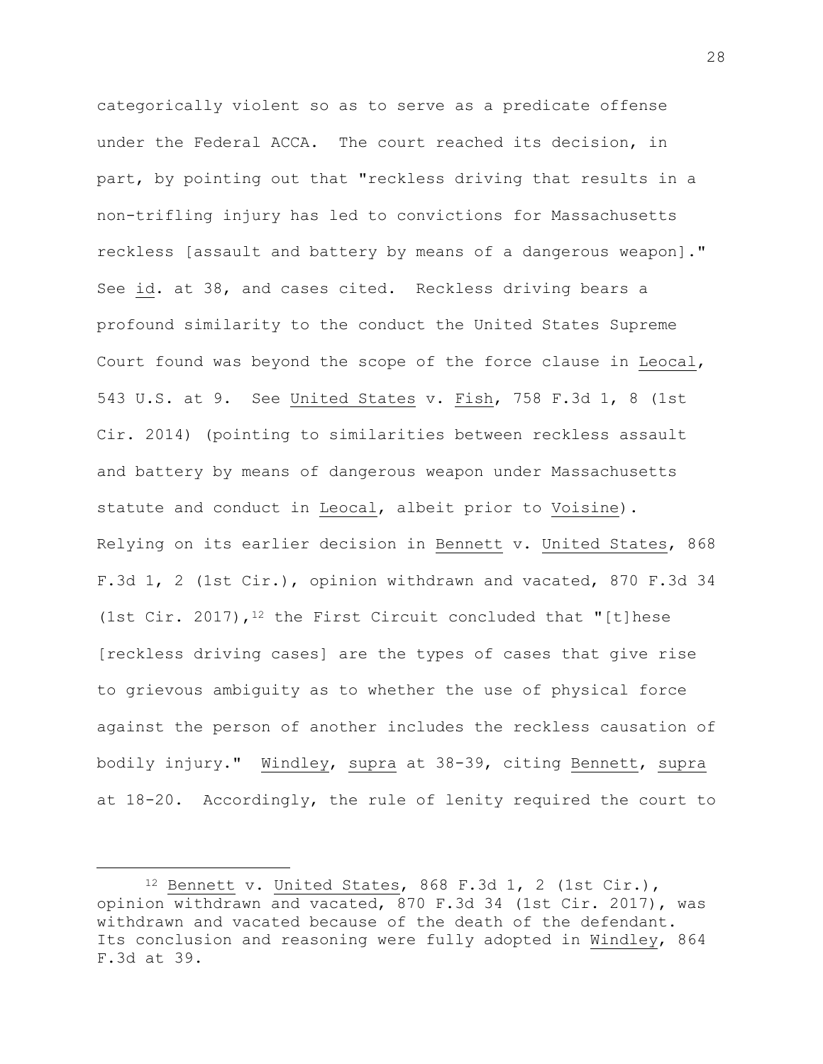categorically violent so as to serve as a predicate offense under the Federal ACCA. The court reached its decision, in part, by pointing out that "reckless driving that results in a non-trifling injury has led to convictions for Massachusetts reckless [assault and battery by means of a dangerous weapon]." See id. at 38, and cases cited. Reckless driving bears a profound similarity to the conduct the United States Supreme Court found was beyond the scope of the force clause in Leocal, 543 U.S. at 9. See United States v. Fish, 758 F.3d 1, 8 (1st Cir. 2014) (pointing to similarities between reckless assault and battery by means of dangerous weapon under Massachusetts statute and conduct in Leocal, albeit prior to Voisine). Relying on its earlier decision in Bennett v. United States, 868 F.3d 1, 2 (1st Cir.), opinion withdrawn and vacated, 870 F.3d 34 (1st Cir. 2017),[12] the First Circuit concluded that "[t]hese [reckless driving cases] are the types of cases that give rise to grievous ambiguity as to whether the use of physical force against the person of another includes the reckless causation of bodily injury." Windley, supra at 38-39, citing Bennett, supra at 18-20. Accordingly, the rule of lenity required the court to

---

[12] Bennett v. United States, 868 F.3d 1, 2 (1st Cir.), opinion withdrawn and vacated, 870 F.3d 34 (1st Cir. 2017), was withdrawn and vacated because of the death of the defendant. Its conclusion and reasoning were fully adopted in Windley, 864 F.3d at 39.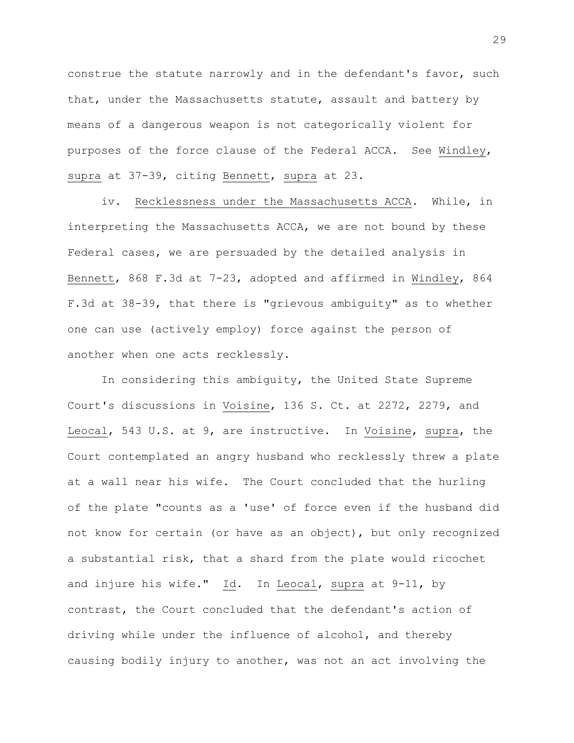construe the statute narrowly and in the defendant's favor, such that, under the Massachusetts statute, assault and battery by means of a dangerous weapon is not categorically violent for purposes of the force clause of the Federal ACCA. See Windley, supra at 37-39, citing Bennett, supra at 23.

iv. Recklessness under the Massachusetts ACCA. While, in interpreting the Massachusetts ACCA, we are not bound by these Federal cases, we are persuaded by the detailed analysis in Bennett, 868 F.3d at 7-23, adopted and affirmed in Windley, 864 F.3d at 38-39, that there is "grievous ambiguity" as to whether one can use (actively employ) force against the person of another when one acts recklessly.

In considering this ambiguity, the United State Supreme Court's discussions in Voisine, 136 S. Ct. at 2272, 2279, and Leocal, 543 U.S. at 9, are instructive. In Voisine, supra, the Court contemplated an angry husband who recklessly threw a plate at a wall near his wife. The Court concluded that the hurling of the plate "counts as a 'use' of force even if the husband did not know for certain (or have as an object), but only recognized a substantial risk, that a shard from the plate would ricochet and injure his wife." Id. In Leocal, supra at 9-11, by contrast, the Court concluded that the defendant's action of driving while under the influence of alcohol, and thereby causing bodily injury to another, was not an act involving the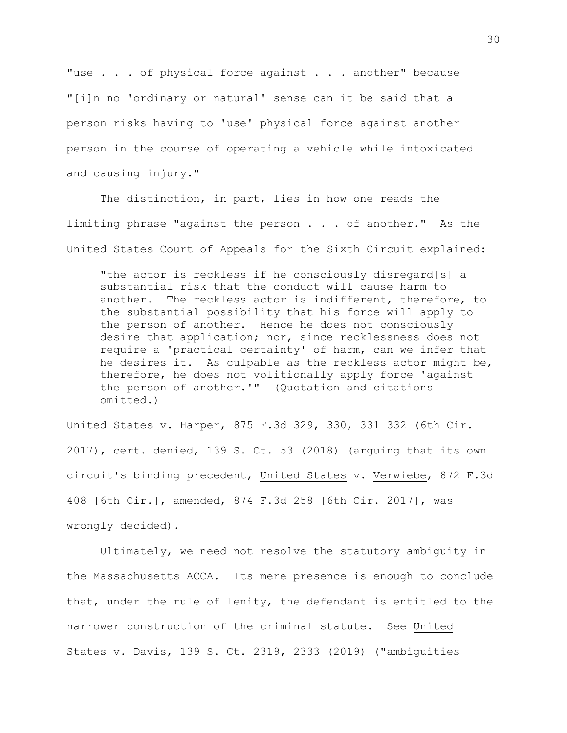"use . . . of physical force against . . . another" because "[i]n no 'ordinary or natural' sense can it be said that a person risks having to 'use' physical force against another person in the course of operating a vehicle while intoxicated and causing injury."

The distinction, in part, lies in how one reads the limiting phrase "against the person . . . of another." As the United States Court of Appeals for the Sixth Circuit explained:

> "the actor is reckless if he consciously disregard[s] a substantial risk that the conduct will cause harm to another. The reckless actor is indifferent, therefore, to the substantial possibility that his force will apply to the person of another. Hence he does not consciously desire that application; nor, since recklessness does not require a 'practical certainty' of harm, can we infer that he desires it. As culpable as the reckless actor might be, therefore, he does not volitionally apply force 'against the person of another.'" (Quotation and citations omitted.)

United States v. Harper, 875 F.3d 329, 330, 331-332 (6th Cir. 2017), cert. denied, 139 S. Ct. 53 (2018) (arguing that its own circuit's binding precedent, United States v. Verwiebe, 872 F.3d 408 [6th Cir.], amended, 874 F.3d 258 [6th Cir. 2017], was wrongly decided).

Ultimately, we need not resolve the statutory ambiguity in the Massachusetts ACCA. Its mere presence is enough to conclude that, under the rule of lenity, the defendant is entitled to the narrower construction of the criminal statute. See United States v. Davis, 139 S. Ct. 2319, 2333 (2019) ("ambiguities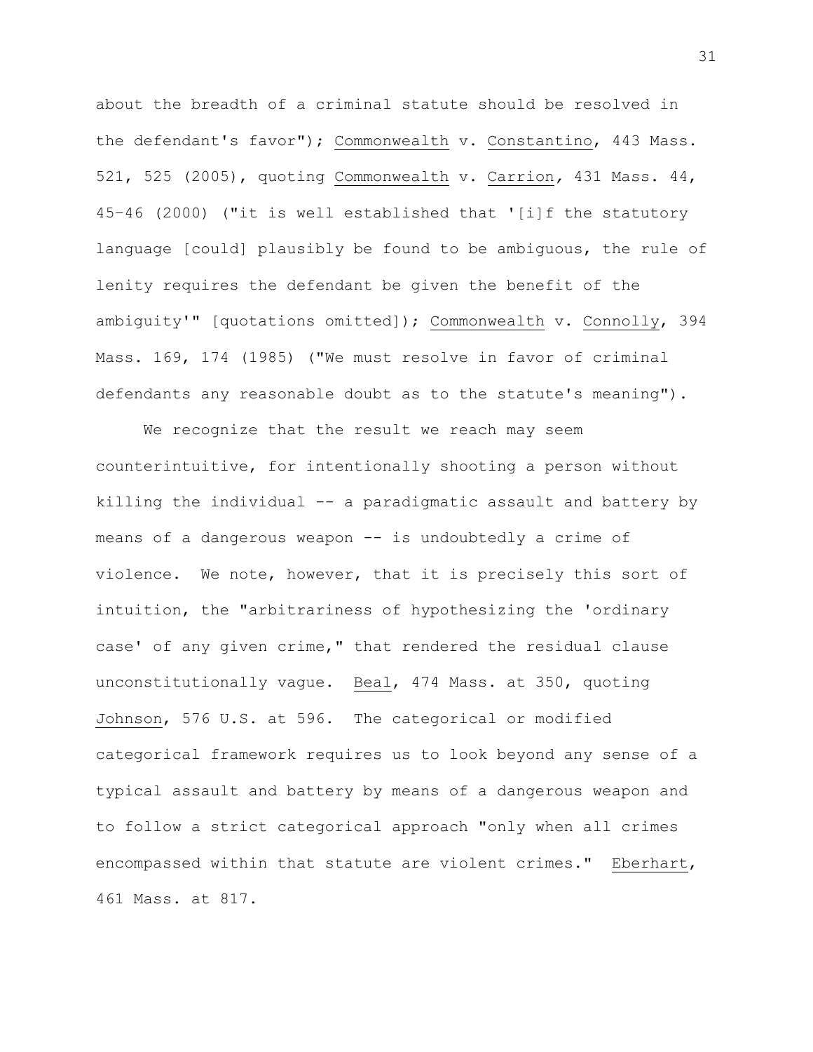about the breadth of a criminal statute should be resolved in the defendant's favor"); Commonwealth v. Constantino, 443 Mass. 521, 525 (2005), quoting Commonwealth v. Carrion, 431 Mass. 44, 45–46 (2000) ("it is well established that '[i]f the statutory language [could] plausibly be found to be ambiguous, the rule of lenity requires the defendant be given the benefit of the ambiguity'" [quotations omitted]); Commonwealth v. Connolly, 394 Mass. 169, 174 (1985) ("We must resolve in favor of criminal defendants any reasonable doubt as to the statute's meaning").

We recognize that the result we reach may seem counterintuitive, for intentionally shooting a person without killing the individual -- a paradigmatic assault and battery by means of a dangerous weapon -- is undoubtedly a crime of violence. We note, however, that it is precisely this sort of intuition, the "arbitrariness of hypothesizing the 'ordinary case' of any given crime," that rendered the residual clause unconstitutionally vague. Beal, 474 Mass. at 350, quoting Johnson, 576 U.S. at 596. The categorical or modified categorical framework requires us to look beyond any sense of a typical assault and battery by means of a dangerous weapon and to follow a strict categorical approach "only when all crimes encompassed within that statute are violent crimes." Eberhart, 461 Mass. at 817.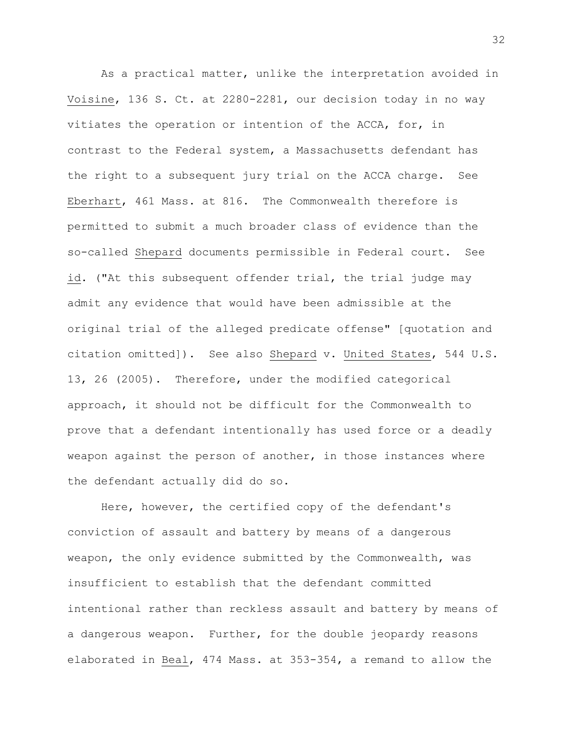As a practical matter, unlike the interpretation avoided in Voisine, 136 S. Ct. at 2280-2281, our decision today in no way vitiates the operation or intention of the ACCA, for, in contrast to the Federal system, a Massachusetts defendant has the right to a subsequent jury trial on the ACCA charge. See Eberhart, 461 Mass. at 816. The Commonwealth therefore is permitted to submit a much broader class of evidence than the so-called Shepard documents permissible in Federal court. See id. ("At this subsequent offender trial, the trial judge may admit any evidence that would have been admissible at the original trial of the alleged predicate offense" [quotation and citation omitted]). See also Shepard v. United States, 544 U.S. 13, 26 (2005). Therefore, under the modified categorical approach, it should not be difficult for the Commonwealth to prove that a defendant intentionally has used force or a deadly weapon against the person of another, in those instances where the defendant actually did do so.

Here, however, the certified copy of the defendant's conviction of assault and battery by means of a dangerous weapon, the only evidence submitted by the Commonwealth, was insufficient to establish that the defendant committed intentional rather than reckless assault and battery by means of a dangerous weapon. Further, for the double jeopardy reasons elaborated in Beal, 474 Mass. at 353-354, a remand to allow the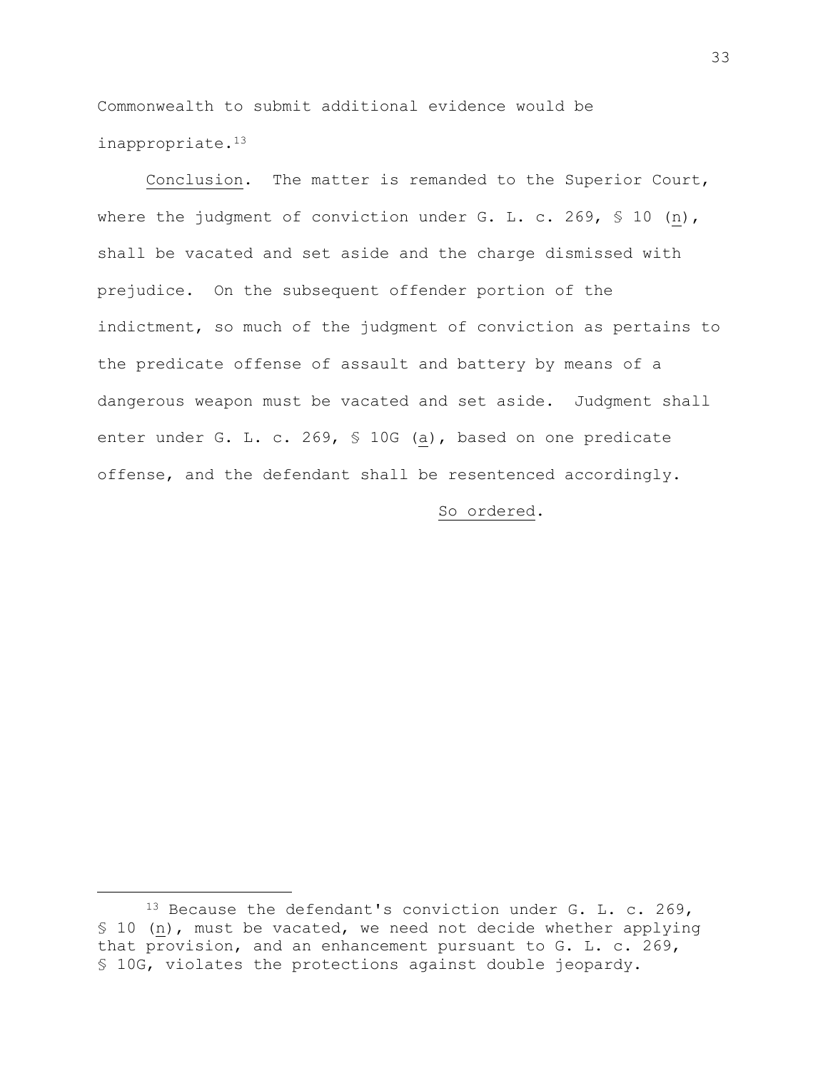Commonwealth to submit additional evidence would be inappropriate.[13]

Conclusion. The matter is remanded to the Superior Court, where the judgment of conviction under G. L. c. 269, § 10 (n), shall be vacated and set aside and the charge dismissed with prejudice. On the subsequent offender portion of the indictment, so much of the judgment of conviction as pertains to the predicate offense of assault and battery by means of a dangerous weapon must be vacated and set aside. Judgment shall enter under G. L. c. 269, § 10G (a), based on one predicate offense, and the defendant shall be resentenced accordingly.

So ordered.

---

[13] Because the defendant's conviction under G. L. c. 269, § 10 (n), must be vacated, we need not decide whether applying that provision, and an enhancement pursuant to G. L. c. 269, § 10G, violates the protections against double jeopardy.